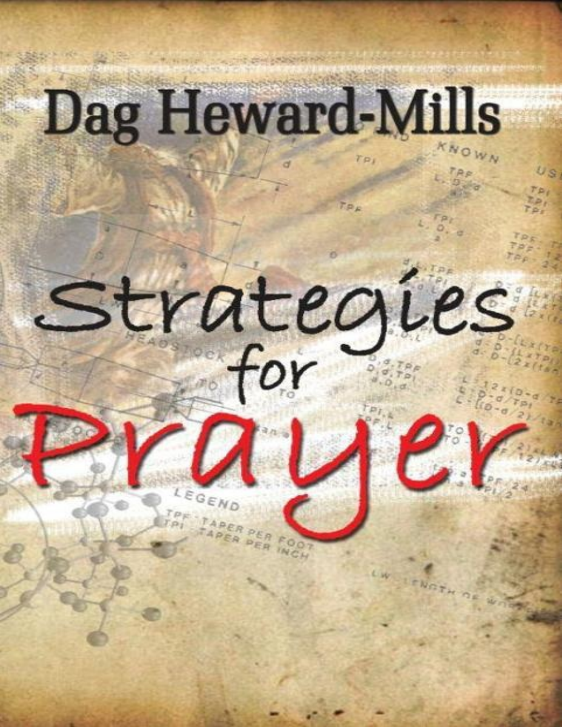# Dag Heward-Mills

# Strategies for Prayer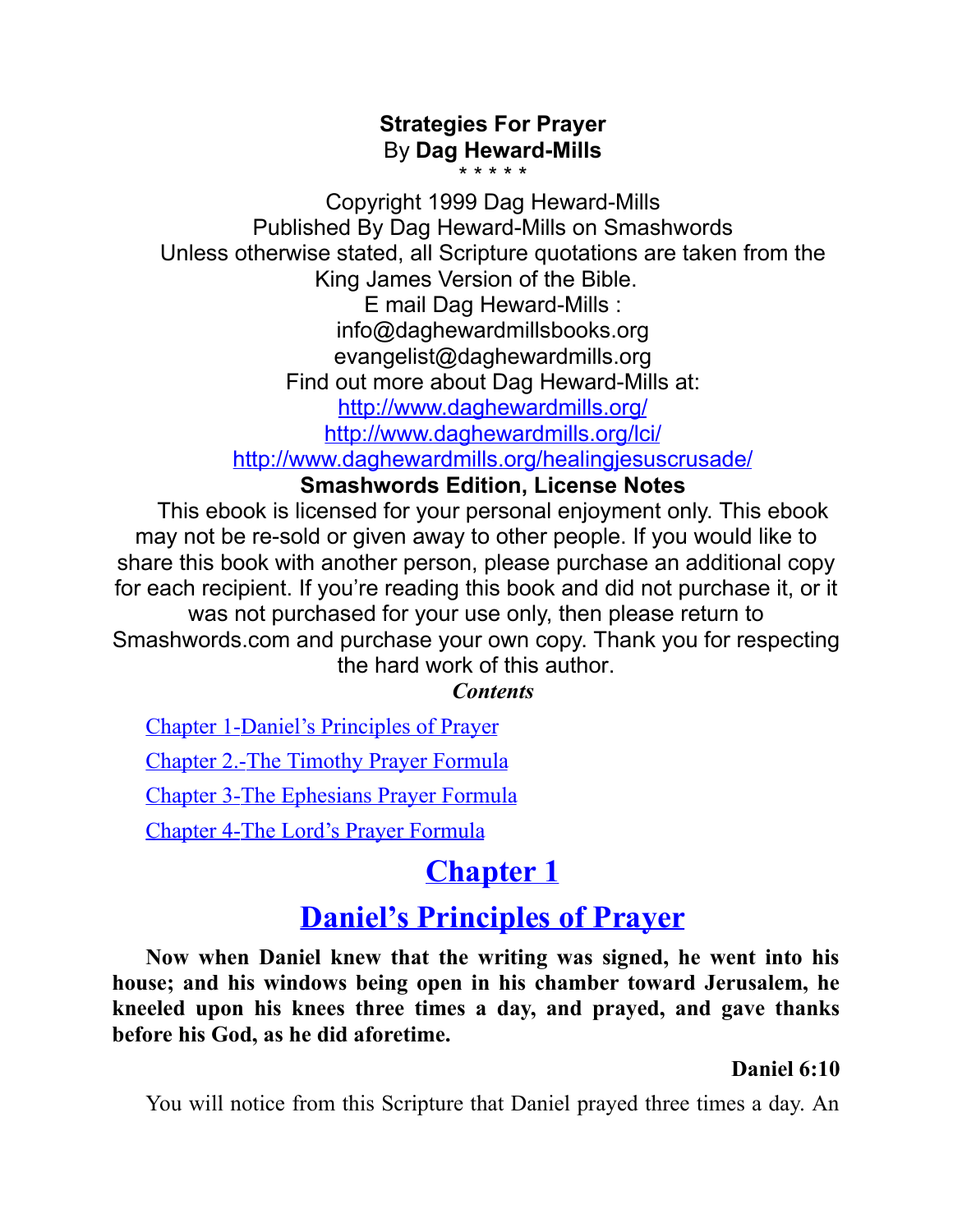**Strategies For Prayer**
By **Dag Heward-Mills**
\* \* \* \* \*

Copyright 1999 Dag Heward-Mills
Published By Dag Heward-Mills on Smashwords
Unless otherwise stated, all Scripture quotations are taken from the King James Version of the Bible.
E mail Dag Heward-Mills :
info@daghewardmillsbooks.org
evangelist@daghewardmills.org
Find out more about Dag Heward-Mills at:
[http://www.daghewardmills.org/](http://www.daghewardmills.org/)
[http://www.daghewardmills.org/lci/](http://www.daghewardmills.org/lci/)
[http://www.daghewardmills.org/healingjesuscrusade/](http://www.daghewardmills.org/healingjesuscrusade/)

**Smashwords Edition, License Notes**

This ebook is licensed for your personal enjoyment only. This ebook may not be re-sold or given away to other people. If you would like to share this book with another person, please purchase an additional copy for each recipient. If you're reading this book and did not purchase it, or it was not purchased for your use only, then please return to Smashwords.com and purchase your own copy. Thank you for respecting the hard work of this author.

***Contents***

[Chapter 1-Daniel's Principles of Prayer]()

[Chapter 2.-The Timothy Prayer Formula]()

[Chapter 3-The Ephesians Prayer Formula]()

[Chapter 4-The Lord's Prayer Formula]()

# Chapter 1

# Daniel's Principles of Prayer

**Now when Daniel knew that the writing was signed, he went into his house; and his windows being open in his chamber toward Jerusalem, he kneeled upon his knees three times a day, and prayed, and gave thanks before his God, as he did aforetime.**

**Daniel 6:10**

You will notice from this Scripture that Daniel prayed three times a day. An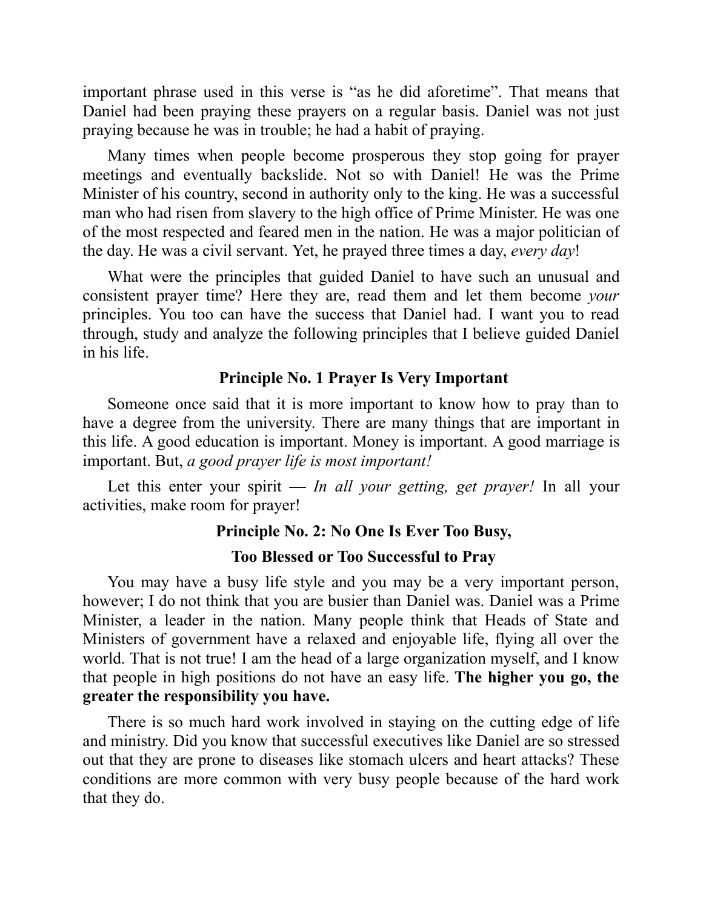important phrase used in this verse is “as he did aforetime”. That means that Daniel had been praying these prayers on a regular basis. Daniel was not just praying because he was in trouble; he had a habit of praying.

Many times when people become prosperous they stop going for prayer meetings and eventually backslide. Not so with Daniel! He was the Prime Minister of his country, second in authority only to the king. He was a successful man who had risen from slavery to the high office of Prime Minister. He was one of the most respected and feared men in the nation. He was a major politician of the day. He was a civil servant. Yet, he prayed three times a day, *every day*!

What were the principles that guided Daniel to have such an unusual and consistent prayer time? Here they are, read them and let them become *your* principles. You too can have the success that Daniel had. I want you to read through, study and analyze the following principles that I believe guided Daniel in his life.

### Principle No. 1 Prayer Is Very Important

Someone once said that it is more important to know how to pray than to have a degree from the university. There are many things that are important in this life. A good education is important. Money is important. A good marriage is important. But, *a good prayer life is most important!*

Let this enter your spirit — *In all your getting, get prayer!* In all your activities, make room for prayer!

### Principle No. 2: No One Is Ever Too Busy, Too Blessed or Too Successful to Pray

You may have a busy life style and you may be a very important person, however; I do not think that you are busier than Daniel was. Daniel was a Prime Minister, a leader in the nation. Many people think that Heads of State and Ministers of government have a relaxed and enjoyable life, flying all over the world. That is not true! I am the head of a large organization myself, and I know that people in high positions do not have an easy life. **The higher you go, the greater the responsibility you have.**

There is so much hard work involved in staying on the cutting edge of life and ministry. Did you know that successful executives like Daniel are so stressed out that they are prone to diseases like stomach ulcers and heart attacks? These conditions are more common with very busy people because of the hard work that they do.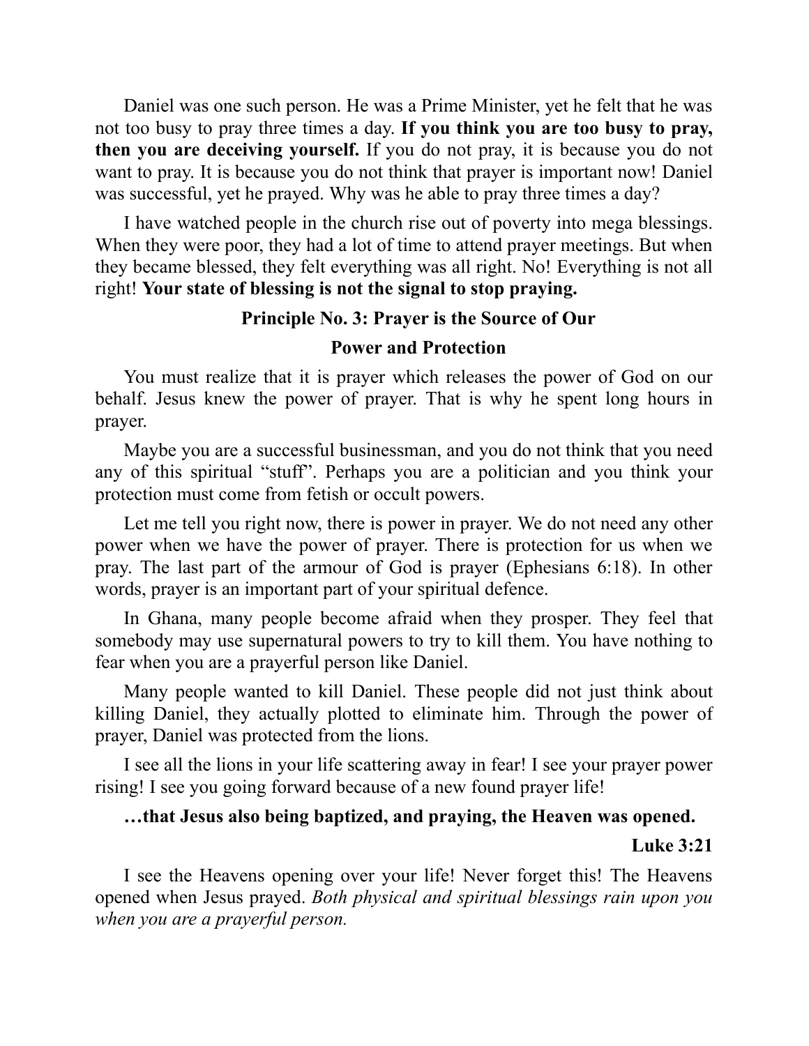Daniel was one such person. He was a Prime Minister, yet he felt that he was not too busy to pray three times a day. **If you think you are too busy to pray, then you are deceiving yourself.** If you do not pray, it is because you do not want to pray. It is because you do not think that prayer is important now! Daniel was successful, yet he prayed. Why was he able to pray three times a day?

I have watched people in the church rise out of poverty into mega blessings. When they were poor, they had a lot of time to attend prayer meetings. But when they became blessed, they felt everything was all right. No! Everything is not all right! **Your state of blessing is not the signal to stop praying.**

### Principle No. 3: Prayer is the Source of Our Power and Protection

You must realize that it is prayer which releases the power of God on our behalf. Jesus knew the power of prayer. That is why he spent long hours in prayer.

Maybe you are a successful businessman, and you do not think that you need any of this spiritual "stuff". Perhaps you are a politician and you think your protection must come from fetish or occult powers.

Let me tell you right now, there is power in prayer. We do not need any other power when we have the power of prayer. There is protection for us when we pray. The last part of the armour of God is prayer (Ephesians 6:18). In other words, prayer is an important part of your spiritual defence.

In Ghana, many people become afraid when they prosper. They feel that somebody may use supernatural powers to try to kill them. You have nothing to fear when you are a prayerful person like Daniel.

Many people wanted to kill Daniel. These people did not just think about killing Daniel, they actually plotted to eliminate him. Through the power of prayer, Daniel was protected from the lions.

I see all the lions in your life scattering away in fear! I see your prayer power rising! I see you going forward because of a new found prayer life!

**…that Jesus also being baptized, and praying, the Heaven was opened.**

**Luke 3:21**

I see the Heavens opening over your life! Never forget this! The Heavens opened when Jesus prayed. *Both physical and spiritual blessings rain upon you when you are a prayerful person.*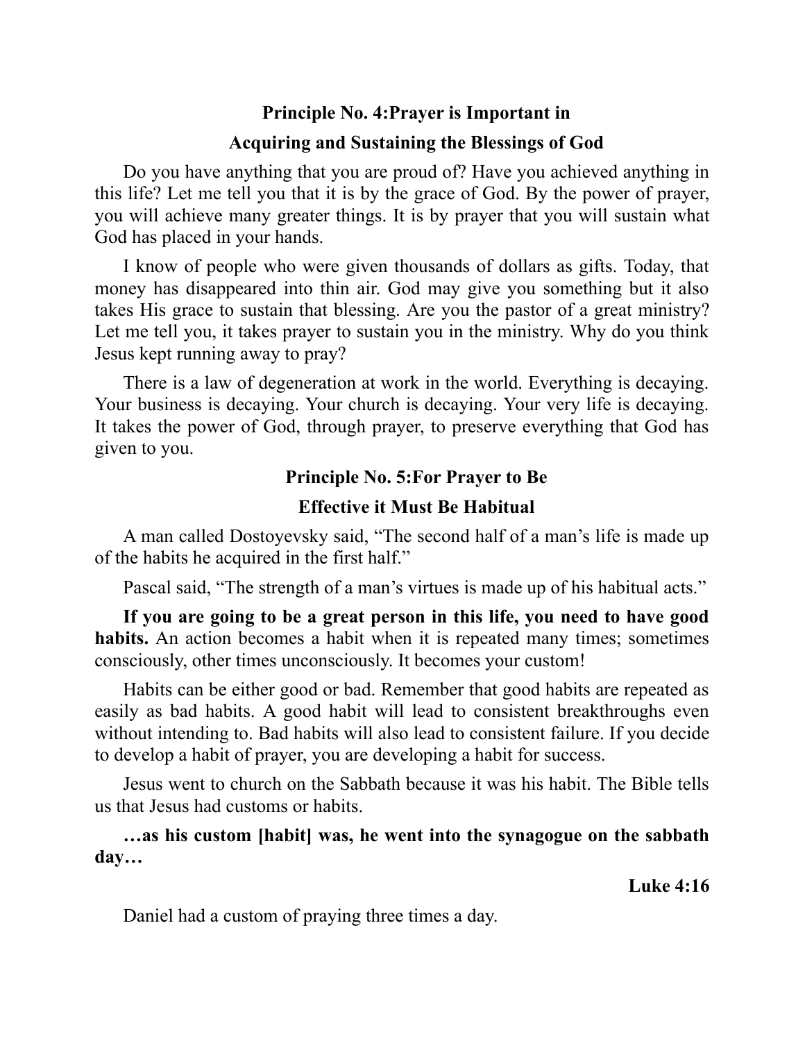## Principle No. 4:Prayer is Important in Acquiring and Sustaining the Blessings of God

Do you have anything that you are proud of? Have you achieved anything in this life? Let me tell you that it is by the grace of God. By the power of prayer, you will achieve many greater things. It is by prayer that you will sustain what God has placed in your hands.

I know of people who were given thousands of dollars as gifts. Today, that money has disappeared into thin air. God may give you something but it also takes His grace to sustain that blessing. Are you the pastor of a great ministry? Let me tell you, it takes prayer to sustain you in the ministry. Why do you think Jesus kept running away to pray?

There is a law of degeneration at work in the world. Everything is decaying. Your business is decaying. Your church is decaying. Your very life is decaying. It takes the power of God, through prayer, to preserve everything that God has given to you.

## Principle No. 5:For Prayer to Be Effective it Must Be Habitual

A man called Dostoyevsky said, "The second half of a man's life is made up of the habits he acquired in the first half."

Pascal said, "The strength of a man's virtues is made up of his habitual acts."

**If you are going to be a great person in this life, you need to have good habits.** An action becomes a habit when it is repeated many times; sometimes consciously, other times unconsciously. It becomes your custom!

Habits can be either good or bad. Remember that good habits are repeated as easily as bad habits. A good habit will lead to consistent breakthroughs even without intending to. Bad habits will also lead to consistent failure. If you decide to develop a habit of prayer, you are developing a habit for success.

Jesus went to church on the Sabbath because it was his habit. The Bible tells us that Jesus had customs or habits.

**…as his custom [habit] was, he went into the synagogue on the sabbath day…**

**Luke 4:16**

Daniel had a custom of praying three times a day.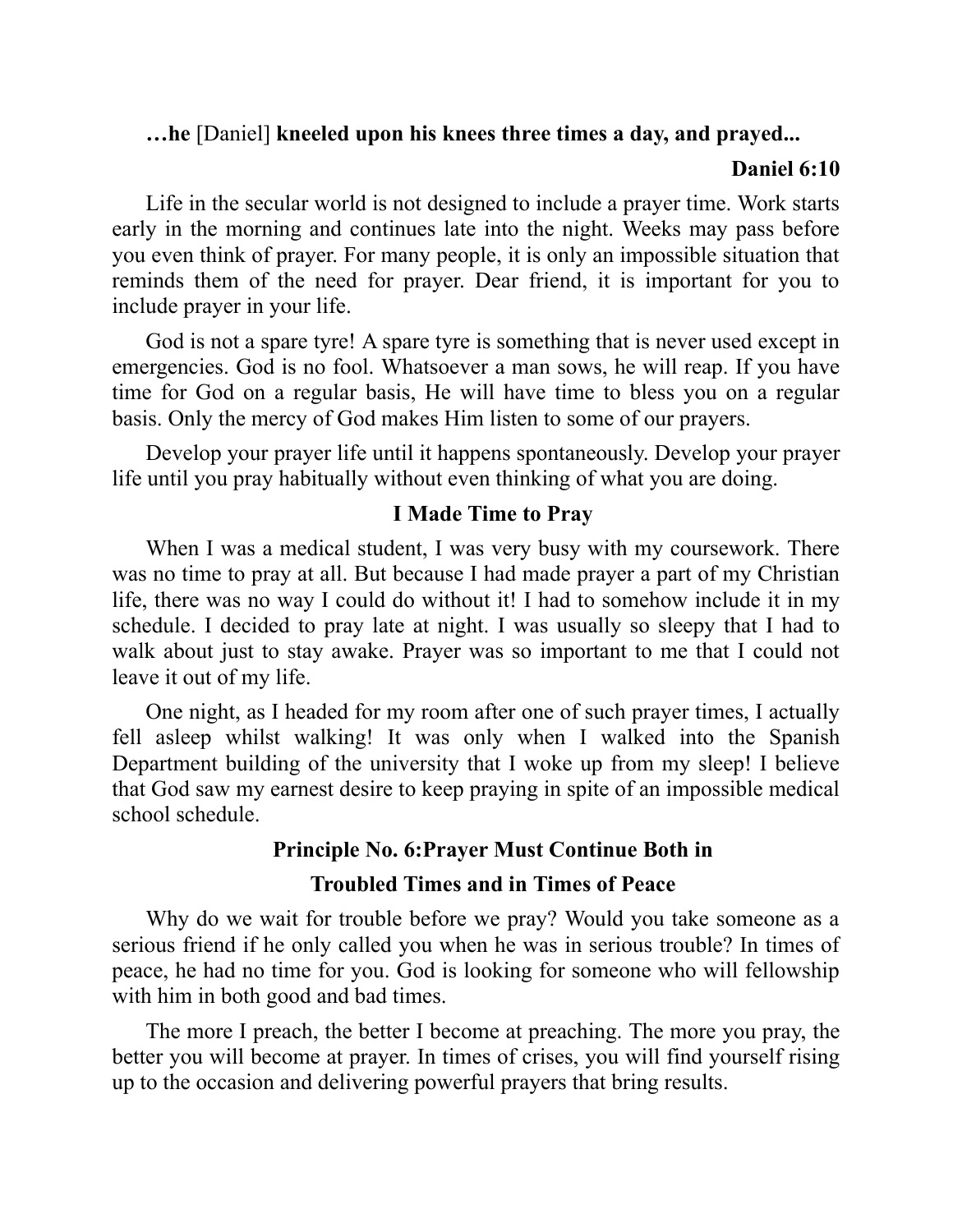**…he** [Daniel] **kneeled upon his knees three times a day, and prayed...**

**Daniel 6:10**

Life in the secular world is not designed to include a prayer time. Work starts early in the morning and continues late into the night. Weeks may pass before you even think of prayer. For many people, it is only an impossible situation that reminds them of the need for prayer. Dear friend, it is important for you to include prayer in your life.

God is not a spare tyre! A spare tyre is something that is never used except in emergencies. God is no fool. Whatsoever a man sows, he will reap. If you have time for God on a regular basis, He will have time to bless you on a regular basis. Only the mercy of God makes Him listen to some of our prayers.

Develop your prayer life until it happens spontaneously. Develop your prayer life until you pray habitually without even thinking of what you are doing.

### I Made Time to Pray

When I was a medical student, I was very busy with my coursework. There was no time to pray at all. But because I had made prayer a part of my Christian life, there was no way I could do without it! I had to somehow include it in my schedule. I decided to pray late at night. I was usually so sleepy that I had to walk about just to stay awake. Prayer was so important to me that I could not leave it out of my life.

One night, as I headed for my room after one of such prayer times, I actually fell asleep whilst walking! It was only when I walked into the Spanish Department building of the university that I woke up from my sleep! I believe that God saw my earnest desire to keep praying in spite of an impossible medical school schedule.

### Principle No. 6:Prayer Must Continue Both in Troubled Times and in Times of Peace

Why do we wait for trouble before we pray? Would you take someone as a serious friend if he only called you when he was in serious trouble? In times of peace, he had no time for you. God is looking for someone who will fellowship with him in both good and bad times.

The more I preach, the better I become at preaching. The more you pray, the better you will become at prayer. In times of crises, you will find yourself rising up to the occasion and delivering powerful prayers that bring results.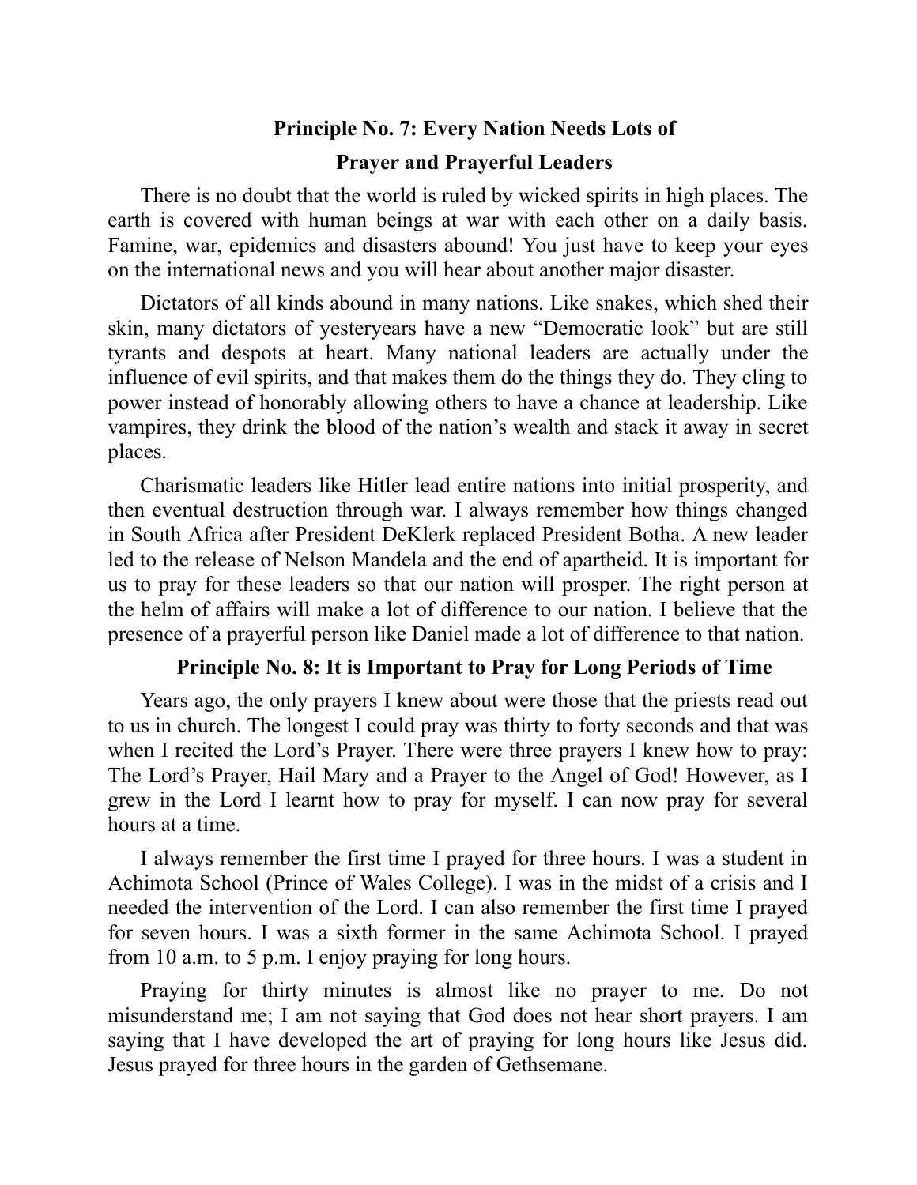## Principle No. 7: Every Nation Needs Lots of Prayer and Prayerful Leaders

There is no doubt that the world is ruled by wicked spirits in high places. The earth is covered with human beings at war with each other on a daily basis. Famine, war, epidemics and disasters abound! You just have to keep your eyes on the international news and you will hear about another major disaster.

Dictators of all kinds abound in many nations. Like snakes, which shed their skin, many dictators of yesteryears have a new "Democratic look" but are still tyrants and despots at heart. Many national leaders are actually under the influence of evil spirits, and that makes them do the things they do. They cling to power instead of honorably allowing others to have a chance at leadership. Like vampires, they drink the blood of the nation's wealth and stack it away in secret places.

Charismatic leaders like Hitler lead entire nations into initial prosperity, and then eventual destruction through war. I always remember how things changed in South Africa after President DeKlerk replaced President Botha. A new leader led to the release of Nelson Mandela and the end of apartheid. It is important for us to pray for these leaders so that our nation will prosper. The right person at the helm of affairs will make a lot of difference to our nation. I believe that the presence of a prayerful person like Daniel made a lot of difference to that nation.

## Principle No. 8: It is Important to Pray for Long Periods of Time

Years ago, the only prayers I knew about were those that the priests read out to us in church. The longest I could pray was thirty to forty seconds and that was when I recited the Lord's Prayer. There were three prayers I knew how to pray: The Lord's Prayer, Hail Mary and a Prayer to the Angel of God! However, as I grew in the Lord I learnt how to pray for myself. I can now pray for several hours at a time.

I always remember the first time I prayed for three hours. I was a student in Achimota School (Prince of Wales College). I was in the midst of a crisis and I needed the intervention of the Lord. I can also remember the first time I prayed for seven hours. I was a sixth former in the same Achimota School. I prayed from 10 a.m. to 5 p.m. I enjoy praying for long hours.

Praying for thirty minutes is almost like no prayer to me. Do not misunderstand me; I am not saying that God does not hear short prayers. I am saying that I have developed the art of praying for long hours like Jesus did. Jesus prayed for three hours in the garden of Gethsemane.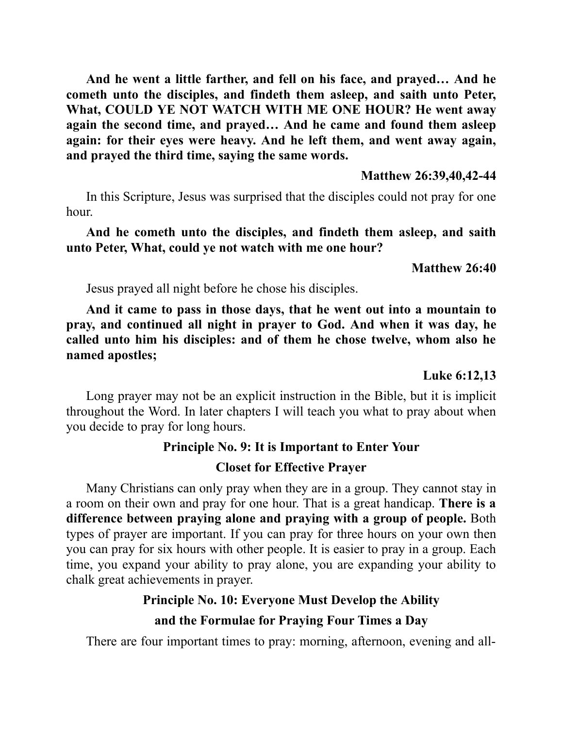**And he went a little farther, and fell on his face, and prayed… And he cometh unto the disciples, and findeth them asleep, and saith unto Peter, What, COULD YE NOT WATCH WITH ME ONE HOUR? He went away again the second time, and prayed… And he came and found them asleep again: for their eyes were heavy. And he left them, and went away again, and prayed the third time, saying the same words.**

**Matthew 26:39,40,42-44**

In this Scripture, Jesus was surprised that the disciples could not pray for one hour.

**And he cometh unto the disciples, and findeth them asleep, and saith unto Peter, What, could ye not watch with me one hour?**

**Matthew 26:40**

Jesus prayed all night before he chose his disciples.

**And it came to pass in those days, that he went out into a mountain to pray, and continued all night in prayer to God. And when it was day, he called unto him his disciples: and of them he chose twelve, whom also he named apostles;**

**Luke 6:12,13**

Long prayer may not be an explicit instruction in the Bible, but it is implicit throughout the Word. In later chapters I will teach you what to pray about when you decide to pray for long hours.

### Principle No. 9: It is Important to Enter Your Closet for Effective Prayer

Many Christians can only pray when they are in a group. They cannot stay in a room on their own and pray for one hour. That is a great handicap. **There is a difference between praying alone and praying with a group of people.** Both types of prayer are important. If you can pray for three hours on your own then you can pray for six hours with other people. It is easier to pray in a group. Each time, you expand your ability to pray alone, you are expanding your ability to chalk great achievements in prayer.

### Principle No. 10: Everyone Must Develop the Ability and the Formulae for Praying Four Times a Day

There are four important times to pray: morning, afternoon, evening and all-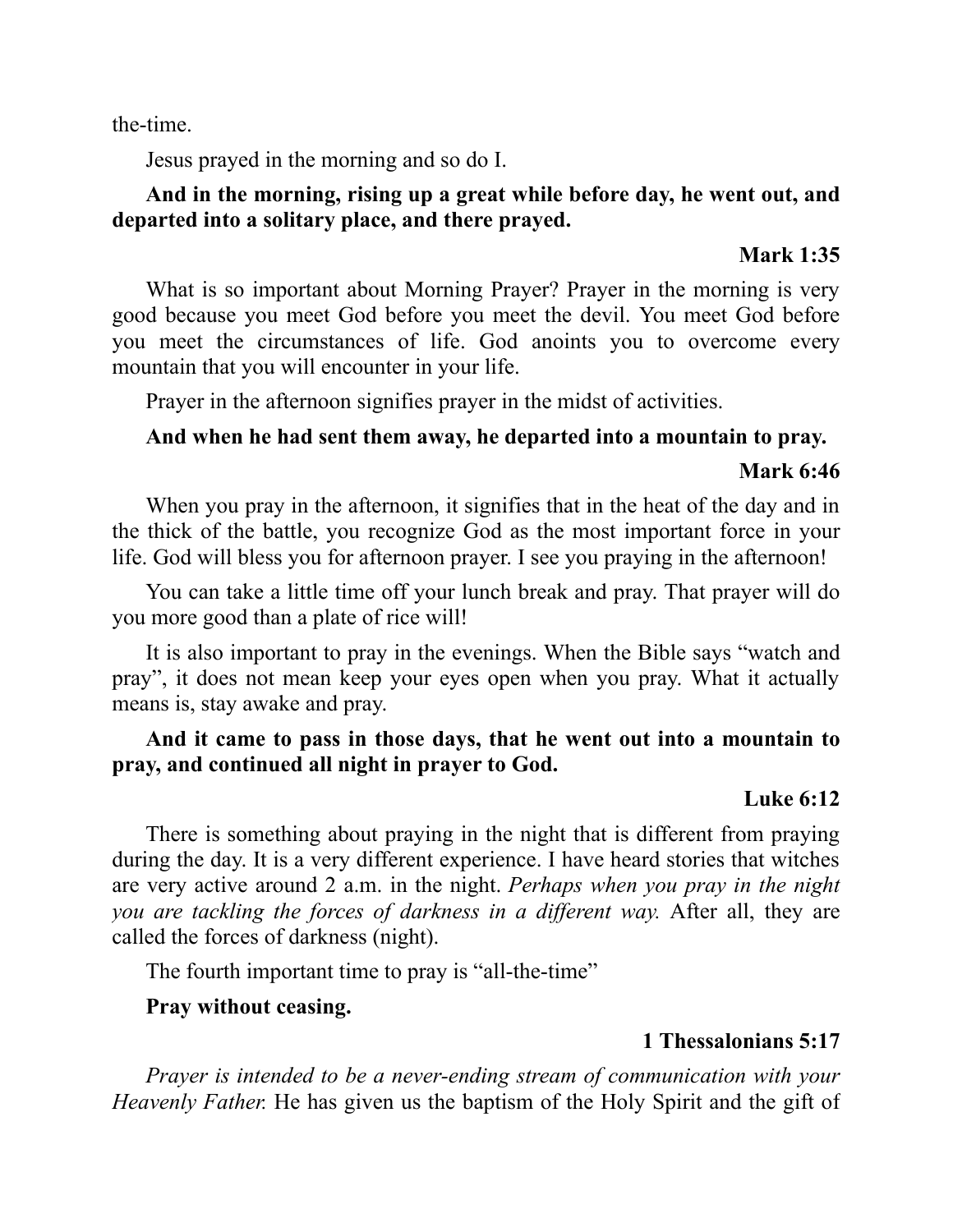the-time.

Jesus prayed in the morning and so do I.

**And in the morning, rising up a great while before day, he went out, and departed into a solitary place, and there prayed.**

**Mark 1:35**

What is so important about Morning Prayer? Prayer in the morning is very good because you meet God before you meet the devil. You meet God before you meet the circumstances of life. God anoints you to overcome every mountain that you will encounter in your life.

Prayer in the afternoon signifies prayer in the midst of activities.

**And when he had sent them away, he departed into a mountain to pray.**

**Mark 6:46**

When you pray in the afternoon, it signifies that in the heat of the day and in the thick of the battle, you recognize God as the most important force in your life. God will bless you for afternoon prayer. I see you praying in the afternoon!

You can take a little time off your lunch break and pray. That prayer will do you more good than a plate of rice will!

It is also important to pray in the evenings. When the Bible says "watch and pray", it does not mean keep your eyes open when you pray. What it actually means is, stay awake and pray.

**And it came to pass in those days, that he went out into a mountain to pray, and continued all night in prayer to God.**

**Luke 6:12**

There is something about praying in the night that is different from praying during the day. It is a very different experience. I have heard stories that witches are very active around 2 a.m. in the night. *Perhaps when you pray in the night you are tackling the forces of darkness in a different way.* After all, they are called the forces of darkness (night).

The fourth important time to pray is "all-the-time"

**Pray without ceasing.**

**1 Thessalonians 5:17**

*Prayer is intended to be a never-ending stream of communication with your Heavenly Father.* He has given us the baptism of the Holy Spirit and the gift of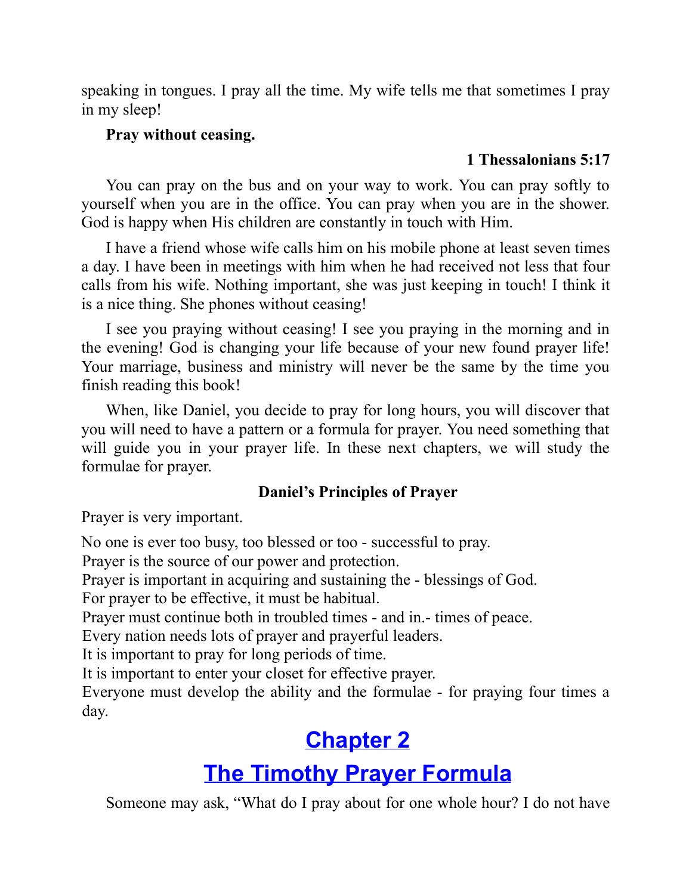speaking in tongues. I pray all the time. My wife tells me that sometimes I pray in my sleep!

**Pray without ceasing.**

**1 Thessalonians 5:17**

You can pray on the bus and on your way to work. You can pray softly to yourself when you are in the office. You can pray when you are in the shower. God is happy when His children are constantly in touch with Him.

I have a friend whose wife calls him on his mobile phone at least seven times a day. I have been in meetings with him when he had received not less that four calls from his wife. Nothing important, she was just keeping in touch! I think it is a nice thing. She phones without ceasing!

I see you praying without ceasing! I see you praying in the morning and in the evening! God is changing your life because of your new found prayer life! Your marriage, business and ministry will never be the same by the time you finish reading this book!

When, like Daniel, you decide to pray for long hours, you will discover that you will need to have a pattern or a formula for prayer. You need something that will guide you in your prayer life. In these next chapters, we will study the formulae for prayer.

**Daniel's Principles of Prayer**

Prayer is very important.

No one is ever too busy, too blessed or too - successful to pray.
Prayer is the source of our power and protection.
Prayer is important in acquiring and sustaining the - blessings of God.
For prayer to be effective, it must be habitual.
Prayer must continue both in troubled times - and in.- times of peace.
Every nation needs lots of prayer and prayerful leaders.
It is important to pray for long periods of time.
It is important to enter your closet for effective prayer.
Everyone must develop the ability and the formulae - for praying four times a day.

# Chapter 2

# The Timothy Prayer Formula

Someone may ask, "What do I pray about for one whole hour? I do not have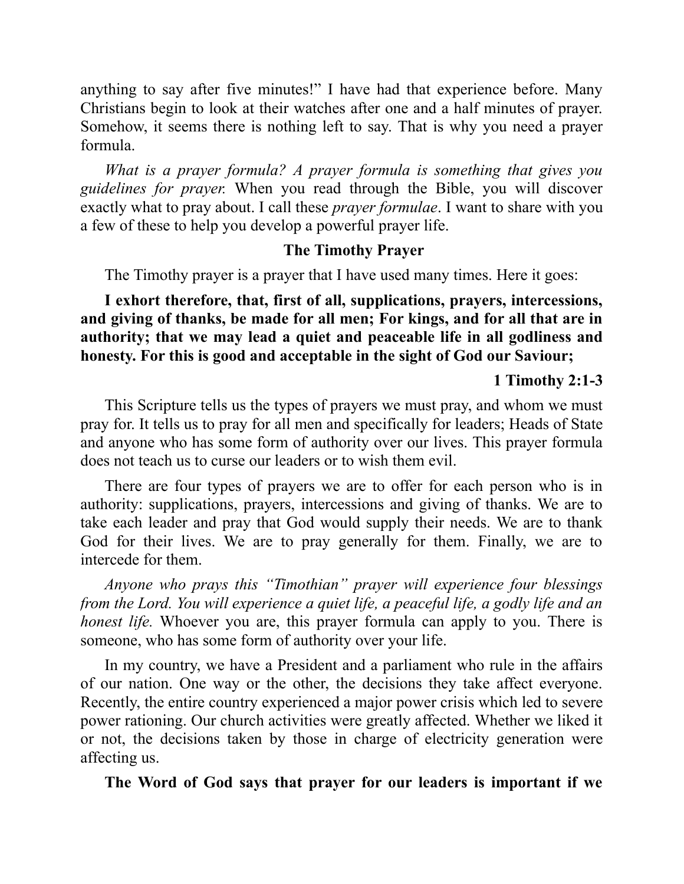anything to say after five minutes!" I have had that experience before. Many Christians begin to look at their watches after one and a half minutes of prayer. Somehow, it seems there is nothing left to say. That is why you need a prayer formula.

*What is a prayer formula? A prayer formula is something that gives you guidelines for prayer.* When you read through the Bible, you will discover exactly what to pray about. I call these *prayer formulae*. I want to share with you a few of these to help you develop a powerful prayer life.

### The Timothy Prayer

The Timothy prayer is a prayer that I have used many times. Here it goes:

**I exhort therefore, that, first of all, supplications, prayers, intercessions, and giving of thanks, be made for all men; For kings, and for all that are in authority; that we may lead a quiet and peaceable life in all godliness and honesty. For this is good and acceptable in the sight of God our Saviour;**

**1 Timothy 2:1-3**

This Scripture tells us the types of prayers we must pray, and whom we must pray for. It tells us to pray for all men and specifically for leaders; Heads of State and anyone who has some form of authority over our lives. This prayer formula does not teach us to curse our leaders or to wish them evil.

There are four types of prayers we are to offer for each person who is in authority: supplications, prayers, intercessions and giving of thanks. We are to take each leader and pray that God would supply their needs. We are to thank God for their lives. We are to pray generally for them. Finally, we are to intercede for them.

*Anyone who prays this "Timothian" prayer will experience four blessings from the Lord. You will experience a quiet life, a peaceful life, a godly life and an honest life.* Whoever you are, this prayer formula can apply to you. There is someone, who has some form of authority over your life.

In my country, we have a President and a parliament who rule in the affairs of our nation. One way or the other, the decisions they take affect everyone. Recently, the entire country experienced a major power crisis which led to severe power rationing. Our church activities were greatly affected. Whether we liked it or not, the decisions taken by those in charge of electricity generation were affecting us.

**The Word of God says that prayer for our leaders is important if we**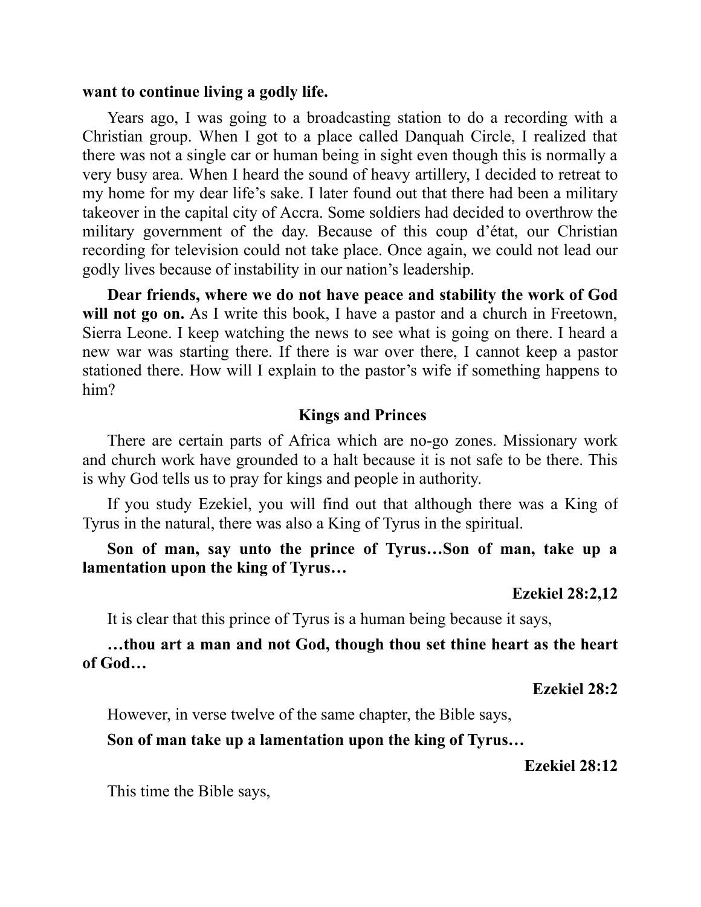**want to continue living a godly life.**

Years ago, I was going to a broadcasting station to do a recording with a Christian group. When I got to a place called Danquah Circle, I realized that there was not a single car or human being in sight even though this is normally a very busy area. When I heard the sound of heavy artillery, I decided to retreat to my home for my dear life's sake. I later found out that there had been a military takeover in the capital city of Accra. Some soldiers had decided to overthrow the military government of the day. Because of this coup d'état, our Christian recording for television could not take place. Once again, we could not lead our godly lives because of instability in our nation's leadership.

**Dear friends, where we do not have peace and stability the work of God will not go on.** As I write this book, I have a pastor and a church in Freetown, Sierra Leone. I keep watching the news to see what is going on there. I heard a new war was starting there. If there is war over there, I cannot keep a pastor stationed there. How will I explain to the pastor's wife if something happens to him?

### Kings and Princes

There are certain parts of Africa which are no-go zones. Missionary work and church work have grounded to a halt because it is not safe to be there. This is why God tells us to pray for kings and people in authority.

If you study Ezekiel, you will find out that although there was a King of Tyrus in the natural, there was also a King of Tyrus in the spiritual.

**Son of man, say unto the prince of Tyrus…Son of man, take up a lamentation upon the king of Tyrus…**

**Ezekiel 28:2,12**

It is clear that this prince of Tyrus is a human being because it says,

**…thou art a man and not God, though thou set thine heart as the heart of God…**

**Ezekiel 28:2**

However, in verse twelve of the same chapter, the Bible says,

**Son of man take up a lamentation upon the king of Tyrus…**

**Ezekiel 28:12**

This time the Bible says,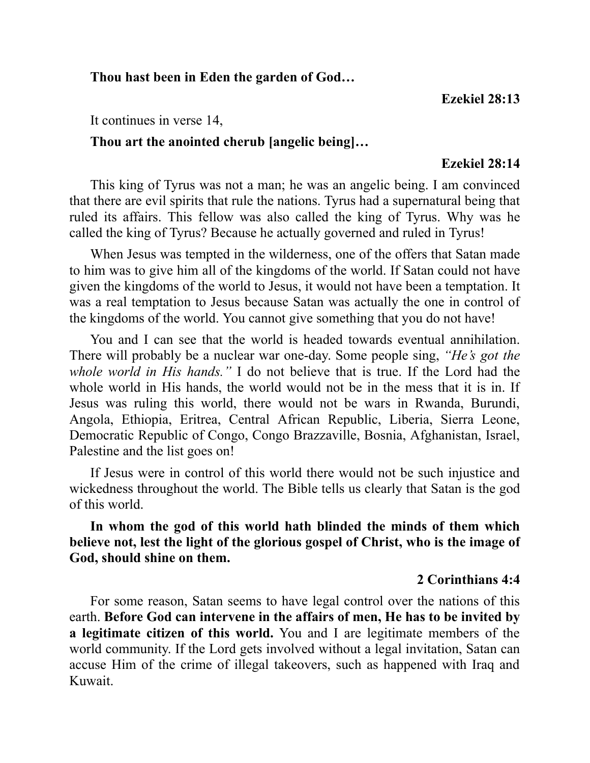**Thou hast been in Eden the garden of God…**

**Ezekiel 28:13**

It continues in verse 14,

**Thou art the anointed cherub [angelic being]…**

**Ezekiel 28:14**

This king of Tyrus was not a man; he was an angelic being. I am convinced that there are evil spirits that rule the nations. Tyrus had a supernatural being that ruled its affairs. This fellow was also called the king of Tyrus. Why was he called the king of Tyrus? Because he actually governed and ruled in Tyrus!

When Jesus was tempted in the wilderness, one of the offers that Satan made to him was to give him all of the kingdoms of the world. If Satan could not have given the kingdoms of the world to Jesus, it would not have been a temptation. It was a real temptation to Jesus because Satan was actually the one in control of the kingdoms of the world. You cannot give something that you do not have!

You and I can see that the world is headed towards eventual annihilation. There will probably be a nuclear war one-day. Some people sing, *"He's got the whole world in His hands."* I do not believe that is true. If the Lord had the whole world in His hands, the world would not be in the mess that it is in. If Jesus was ruling this world, there would not be wars in Rwanda, Burundi, Angola, Ethiopia, Eritrea, Central African Republic, Liberia, Sierra Leone, Democratic Republic of Congo, Congo Brazzaville, Bosnia, Afghanistan, Israel, Palestine and the list goes on!

If Jesus were in control of this world there would not be such injustice and wickedness throughout the world. The Bible tells us clearly that Satan is the god of this world.

**In whom the god of this world hath blinded the minds of them which believe not, lest the light of the glorious gospel of Christ, who is the image of God, should shine on them.**

**2 Corinthians 4:4**

For some reason, Satan seems to have legal control over the nations of this earth. **Before God can intervene in the affairs of men, He has to be invited by a legitimate citizen of this world.** You and I are legitimate members of the world community. If the Lord gets involved without a legal invitation, Satan can accuse Him of the crime of illegal takeovers, such as happened with Iraq and Kuwait.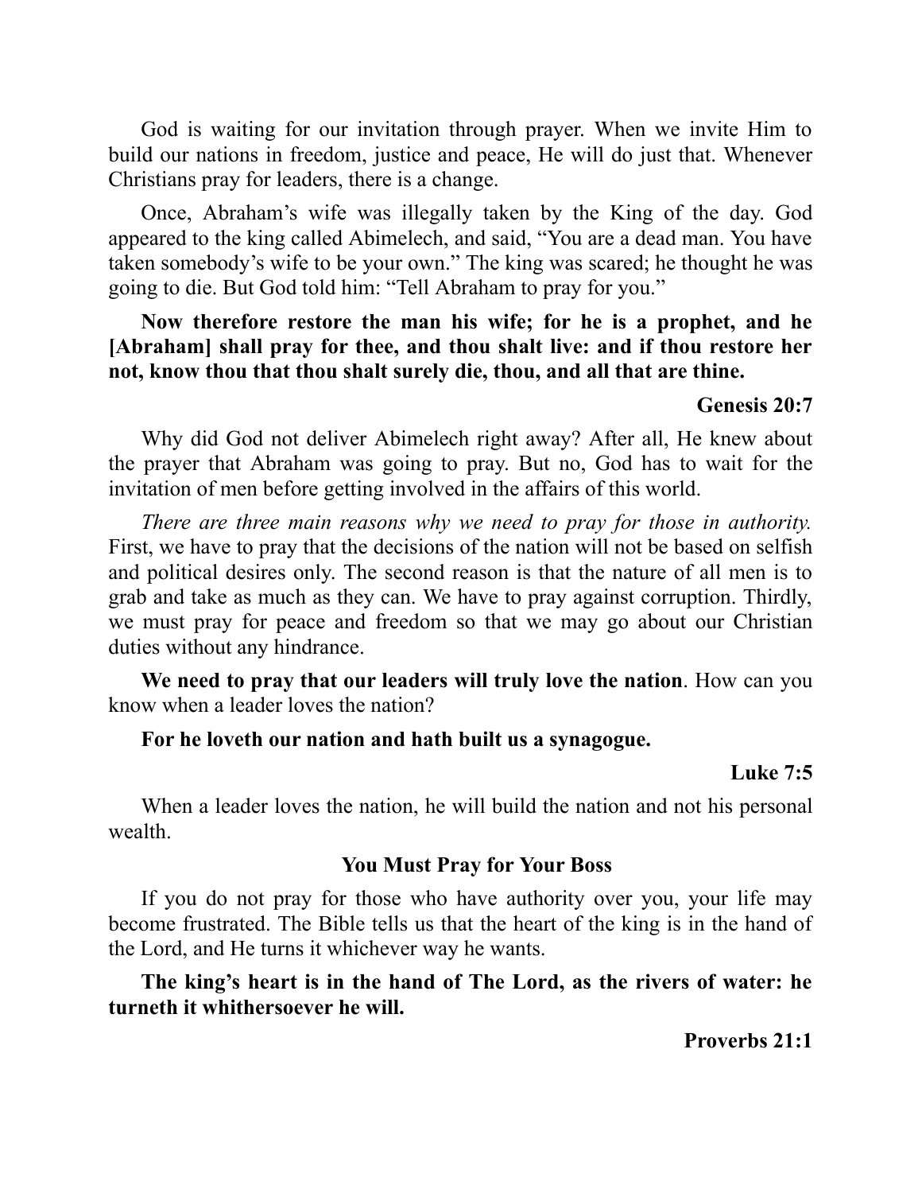God is waiting for our invitation through prayer. When we invite Him to build our nations in freedom, justice and peace, He will do just that. Whenever Christians pray for leaders, there is a change.

Once, Abraham's wife was illegally taken by the King of the day. God appeared to the king called Abimelech, and said, "You are a dead man. You have taken somebody's wife to be your own." The king was scared; he thought he was going to die. But God told him: "Tell Abraham to pray for you."

**Now therefore restore the man his wife; for he is a prophet, and he [Abraham] shall pray for thee, and thou shalt live: and if thou restore her not, know thou that thou shalt surely die, thou, and all that are thine.**

**Genesis 20:7**

Why did God not deliver Abimelech right away? After all, He knew about the prayer that Abraham was going to pray. But no, God has to wait for the invitation of men before getting involved in the affairs of this world.

*There are three main reasons why we need to pray for those in authority.* First, we have to pray that the decisions of the nation will not be based on selfish and political desires only. The second reason is that the nature of all men is to grab and take as much as they can. We have to pray against corruption. Thirdly, we must pray for peace and freedom so that we may go about our Christian duties without any hindrance.

**We need to pray that our leaders will truly love the nation**. How can you know when a leader loves the nation?

**For he loveth our nation and hath built us a synagogue.**

**Luke 7:5**

When a leader loves the nation, he will build the nation and not his personal wealth.

### You Must Pray for Your Boss

If you do not pray for those who have authority over you, your life may become frustrated. The Bible tells us that the heart of the king is in the hand of the Lord, and He turns it whichever way he wants.

**The king's heart is in the hand of The Lord, as the rivers of water: he turneth it whithersoever he will.**

**Proverbs 21:1**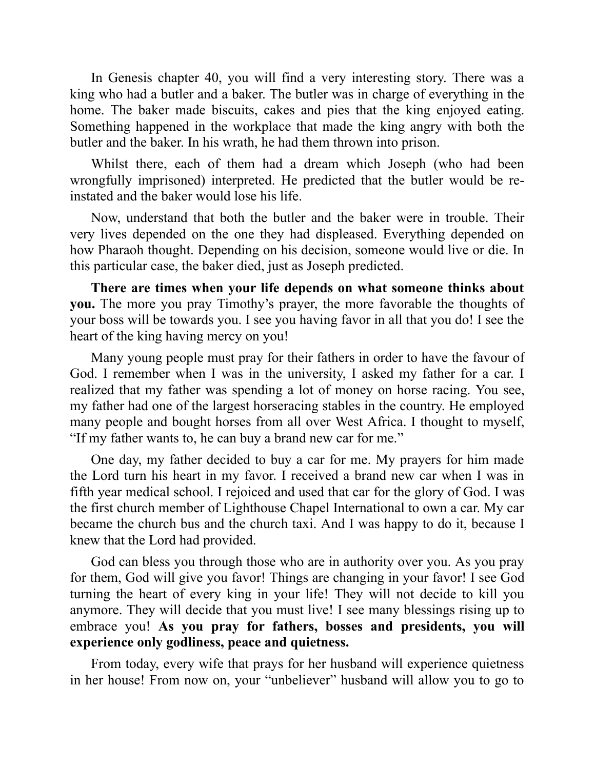In Genesis chapter 40, you will find a very interesting story. There was a king who had a butler and a baker. The butler was in charge of everything in the home. The baker made biscuits, cakes and pies that the king enjoyed eating. Something happened in the workplace that made the king angry with both the butler and the baker. In his wrath, he had them thrown into prison.

Whilst there, each of them had a dream which Joseph (who had been wrongfully imprisoned) interpreted. He predicted that the butler would be re-instated and the baker would lose his life.

Now, understand that both the butler and the baker were in trouble. Their very lives depended on the one they had displeased. Everything depended on how Pharaoh thought. Depending on his decision, someone would live or die. In this particular case, the baker died, just as Joseph predicted.

**There are times when your life depends on what someone thinks about you.** The more you pray Timothy's prayer, the more favorable the thoughts of your boss will be towards you. I see you having favor in all that you do! I see the heart of the king having mercy on you!

Many young people must pray for their fathers in order to have the favour of God. I remember when I was in the university, I asked my father for a car. I realized that my father was spending a lot of money on horse racing. You see, my father had one of the largest horseracing stables in the country. He employed many people and bought horses from all over West Africa. I thought to myself, "If my father wants to, he can buy a brand new car for me."

One day, my father decided to buy a car for me. My prayers for him made the Lord turn his heart in my favor. I received a brand new car when I was in fifth year medical school. I rejoiced and used that car for the glory of God. I was the first church member of Lighthouse Chapel International to own a car. My car became the church bus and the church taxi. And I was happy to do it, because I knew that the Lord had provided.

God can bless you through those who are in authority over you. As you pray for them, God will give you favor! Things are changing in your favor! I see God turning the heart of every king in your life! They will not decide to kill you anymore. They will decide that you must live! I see many blessings rising up to embrace you! **As you pray for fathers, bosses and presidents, you will experience only godliness, peace and quietness.**

From today, every wife that prays for her husband will experience quietness in her house! From now on, your "unbeliever" husband will allow you to go to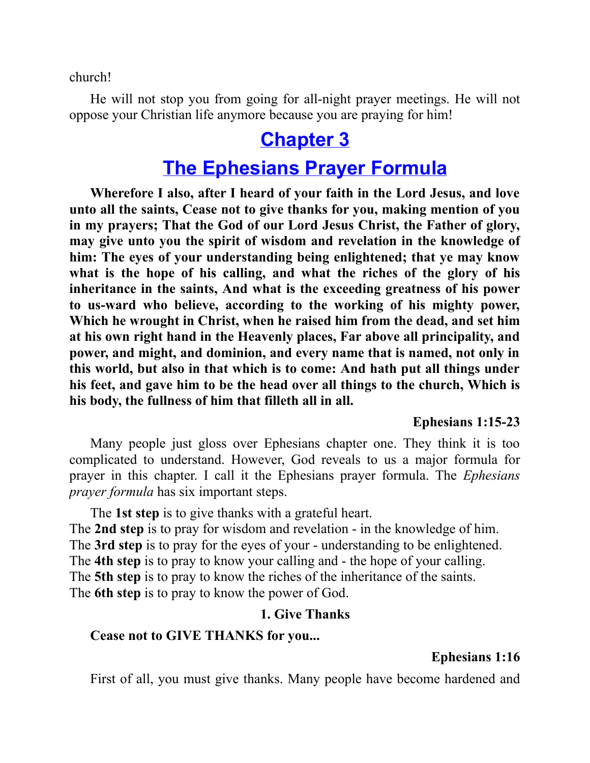church!

He will not stop you from going for all-night prayer meetings. He will not oppose your Christian life anymore because you are praying for him!

# Chapter 3

# The Ephesians Prayer Formula

**Wherefore I also, after I heard of your faith in the Lord Jesus, and love unto all the saints, Cease not to give thanks for you, making mention of you in my prayers; That the God of our Lord Jesus Christ, the Father of glory, may give unto you the spirit of wisdom and revelation in the knowledge of him: The eyes of your understanding being enlightened; that ye may know what is the hope of his calling, and what the riches of the glory of his inheritance in the saints, And what is the exceeding greatness of his power to us-ward who believe, according to the working of his mighty power, Which he wrought in Christ, when he raised him from the dead, and set him at his own right hand in the Heavenly places, Far above all principality, and power, and might, and dominion, and every name that is named, not only in this world, but also in that which is to come: And hath put all things under his feet, and gave him to be the head over all things to the church, Which is his body, the fullness of him that filleth all in all.**

**Ephesians 1:15-23**

Many people just gloss over Ephesians chapter one. They think it is too complicated to understand. However, God reveals to us a major formula for prayer in this chapter. I call it the Ephesians prayer formula. The *Ephesians prayer formula* has six important steps.

The **1st step** is to give thanks with a grateful heart.
The **2nd step** is to pray for wisdom and revelation - in the knowledge of him.
The **3rd step** is to pray for the eyes of your - understanding to be enlightened.
The **4th step** is to pray to know your calling and - the hope of your calling.
The **5th step** is to pray to know the riches of the inheritance of the saints.
The **6th step** is to pray to know the power of God.

**1. Give Thanks**

**Cease not to GIVE THANKS for you...**

**Ephesians 1:16**

First of all, you must give thanks. Many people have become hardened and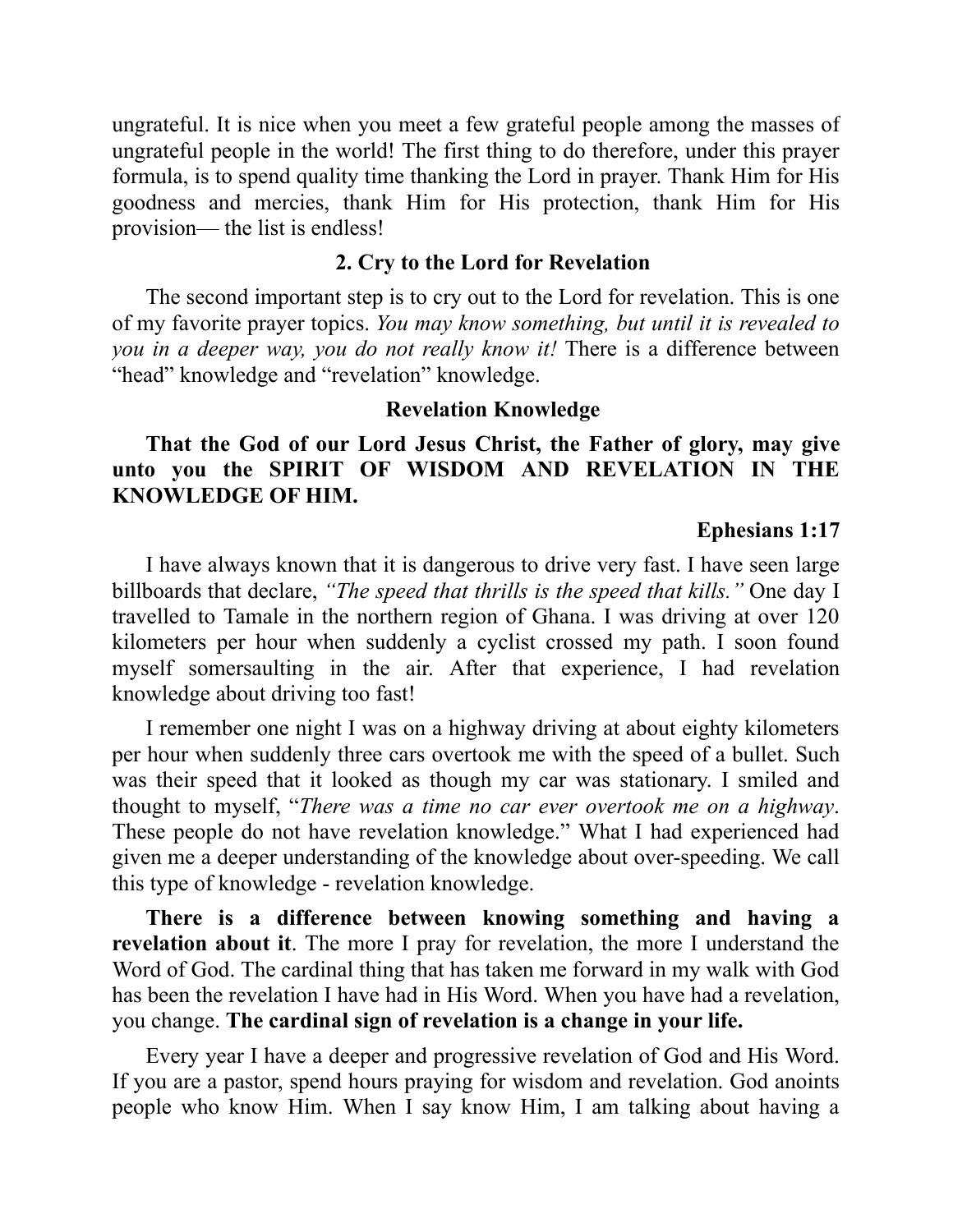ungrateful. It is nice when you meet a few grateful people among the masses of ungrateful people in the world! The first thing to do therefore, under this prayer formula, is to spend quality time thanking the Lord in prayer. Thank Him for His goodness and mercies, thank Him for His protection, thank Him for His provision— the list is endless!

### 2. Cry to the Lord for Revelation

The second important step is to cry out to the Lord for revelation. This is one of my favorite prayer topics. *You may know something, but until it is revealed to you in a deeper way, you do not really know it!* There is a difference between "head" knowledge and "revelation" knowledge.

### Revelation Knowledge

**That the God of our Lord Jesus Christ, the Father of glory, may give unto you the SPIRIT OF WISDOM AND REVELATION IN THE KNOWLEDGE OF HIM.**

**Ephesians 1:17**

I have always known that it is dangerous to drive very fast. I have seen large billboards that declare, *"The speed that thrills is the speed that kills."* One day I travelled to Tamale in the northern region of Ghana. I was driving at over 120 kilometers per hour when suddenly a cyclist crossed my path. I soon found myself somersaulting in the air. After that experience, I had revelation knowledge about driving too fast!

I remember one night I was on a highway driving at about eighty kilometers per hour when suddenly three cars overtook me with the speed of a bullet. Such was their speed that it looked as though my car was stationary. I smiled and thought to myself, "*There was a time no car ever overtook me on a highway*. These people do not have revelation knowledge." What I had experienced had given me a deeper understanding of the knowledge about over-speeding. We call this type of knowledge - revelation knowledge.

**There is a difference between knowing something and having a revelation about it**. The more I pray for revelation, the more I understand the Word of God. The cardinal thing that has taken me forward in my walk with God has been the revelation I have had in His Word. When you have had a revelation, you change. **The cardinal sign of revelation is a change in your life.**

Every year I have a deeper and progressive revelation of God and His Word. If you are a pastor, spend hours praying for wisdom and revelation. God anoints people who know Him. When I say know Him, I am talking about having a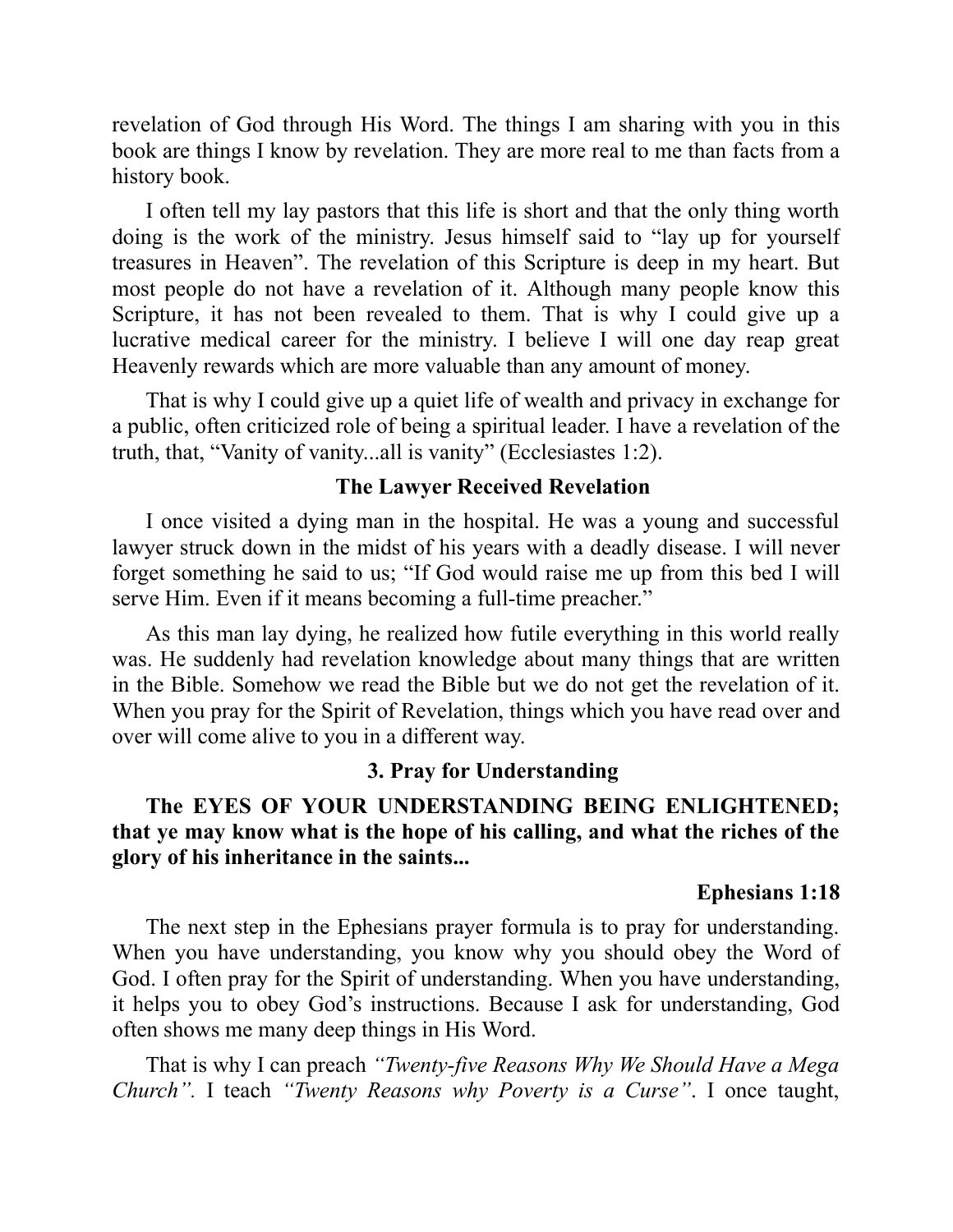revelation of God through His Word. The things I am sharing with you in this book are things I know by revelation. They are more real to me than facts from a history book.

I often tell my lay pastors that this life is short and that the only thing worth doing is the work of the ministry. Jesus himself said to "lay up for yourself treasures in Heaven". The revelation of this Scripture is deep in my heart. But most people do not have a revelation of it. Although many people know this Scripture, it has not been revealed to them. That is why I could give up a lucrative medical career for the ministry. I believe I will one day reap great Heavenly rewards which are more valuable than any amount of money.

That is why I could give up a quiet life of wealth and privacy in exchange for a public, often criticized role of being a spiritual leader. I have a revelation of the truth, that, "Vanity of vanity...all is vanity" (Ecclesiastes 1:2).

### The Lawyer Received Revelation

I once visited a dying man in the hospital. He was a young and successful lawyer struck down in the midst of his years with a deadly disease. I will never forget something he said to us; "If God would raise me up from this bed I will serve Him. Even if it means becoming a full-time preacher."

As this man lay dying, he realized how futile everything in this world really was. He suddenly had revelation knowledge about many things that are written in the Bible. Somehow we read the Bible but we do not get the revelation of it. When you pray for the Spirit of Revelation, things which you have read over and over will come alive to you in a different way.

### 3. Pray for Understanding

**The EYES OF YOUR UNDERSTANDING BEING ENLIGHTENED; that ye may know what is the hope of his calling, and what the riches of the glory of his inheritance in the saints...**

**Ephesians 1:18**

The next step in the Ephesians prayer formula is to pray for understanding. When you have understanding, you know why you should obey the Word of God. I often pray for the Spirit of understanding. When you have understanding, it helps you to obey God's instructions. Because I ask for understanding, God often shows me many deep things in His Word.

That is why I can preach *"Twenty-five Reasons Why We Should Have a Mega Church"*. I teach *"Twenty Reasons why Poverty is a Curse"*. I once taught,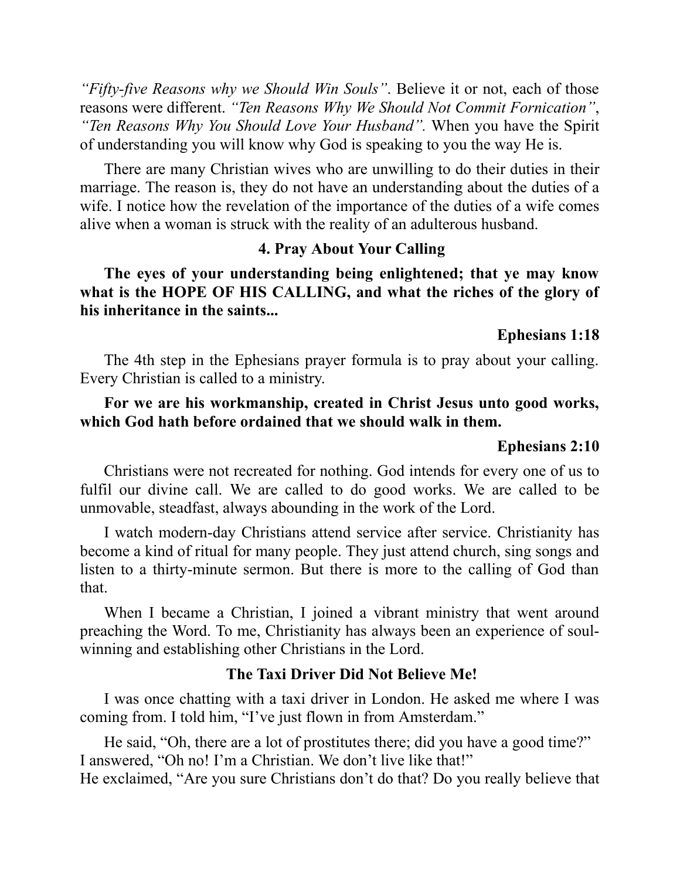*"Fifty-five Reasons why we Should Win Souls"*. Believe it or not, each of those reasons were different. *"Ten Reasons Why We Should Not Commit Fornication"*, *"Ten Reasons Why You Should Love Your Husband".* When you have the Spirit of understanding you will know why God is speaking to you the way He is.

There are many Christian wives who are unwilling to do their duties in their marriage. The reason is, they do not have an understanding about the duties of a wife. I notice how the revelation of the importance of the duties of a wife comes alive when a woman is struck with the reality of an adulterous husband.

### 4. Pray About Your Calling

**The eyes of your understanding being enlightened; that ye may know what is the HOPE OF HIS CALLING, and what the riches of the glory of his inheritance in the saints...**

**Ephesians 1:18**

The 4th step in the Ephesians prayer formula is to pray about your calling. Every Christian is called to a ministry.

**For we are his workmanship, created in Christ Jesus unto good works, which God hath before ordained that we should walk in them.**

**Ephesians 2:10**

Christians were not recreated for nothing. God intends for every one of us to fulfil our divine call. We are called to do good works. We are called to be unmovable, steadfast, always abounding in the work of the Lord.

I watch modern-day Christians attend service after service. Christianity has become a kind of ritual for many people. They just attend church, sing songs and listen to a thirty-minute sermon. But there is more to the calling of God than that.

When I became a Christian, I joined a vibrant ministry that went around preaching the Word. To me, Christianity has always been an experience of soul-winning and establishing other Christians in the Lord.

### The Taxi Driver Did Not Believe Me!

I was once chatting with a taxi driver in London. He asked me where I was coming from. I told him, "I've just flown in from Amsterdam."

He said, "Oh, there are a lot of prostitutes there; did you have a good time?"
I answered, "Oh no! I'm a Christian. We don't live like that!"
He exclaimed, "Are you sure Christians don't do that? Do you really believe that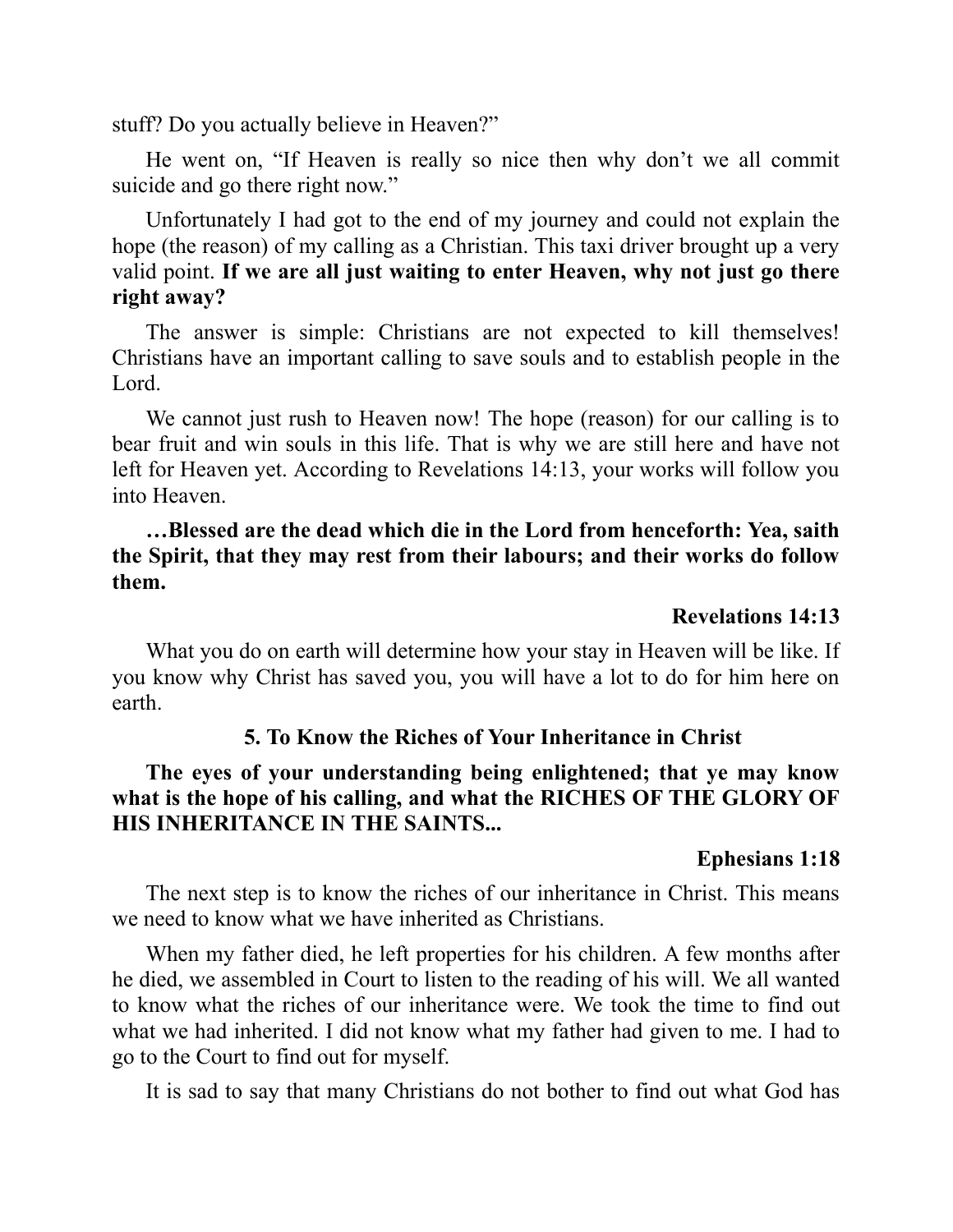stuff? Do you actually believe in Heaven?"

He went on, "If Heaven is really so nice then why don't we all commit suicide and go there right now."

Unfortunately I had got to the end of my journey and could not explain the hope (the reason) of my calling as a Christian. This taxi driver brought up a very valid point. **If we are all just waiting to enter Heaven, why not just go there right away?**

The answer is simple: Christians are not expected to kill themselves! Christians have an important calling to save souls and to establish people in the Lord.

We cannot just rush to Heaven now! The hope (reason) for our calling is to bear fruit and win souls in this life. That is why we are still here and have not left for Heaven yet. According to Revelations 14:13, your works will follow you into Heaven.

**…Blessed are the dead which die in the Lord from henceforth: Yea, saith the Spirit, that they may rest from their labours; and their works do follow them.**

**Revelations 14:13**

What you do on earth will determine how your stay in Heaven will be like. If you know why Christ has saved you, you will have a lot to do for him here on earth.

### 5. To Know the Riches of Your Inheritance in Christ

**The eyes of your understanding being enlightened; that ye may know what is the hope of his calling, and what the RICHES OF THE GLORY OF HIS INHERITANCE IN THE SAINTS...**

**Ephesians 1:18**

The next step is to know the riches of our inheritance in Christ. This means we need to know what we have inherited as Christians.

When my father died, he left properties for his children. A few months after he died, we assembled in Court to listen to the reading of his will. We all wanted to know what the riches of our inheritance were. We took the time to find out what we had inherited. I did not know what my father had given to me. I had to go to the Court to find out for myself.

It is sad to say that many Christians do not bother to find out what God has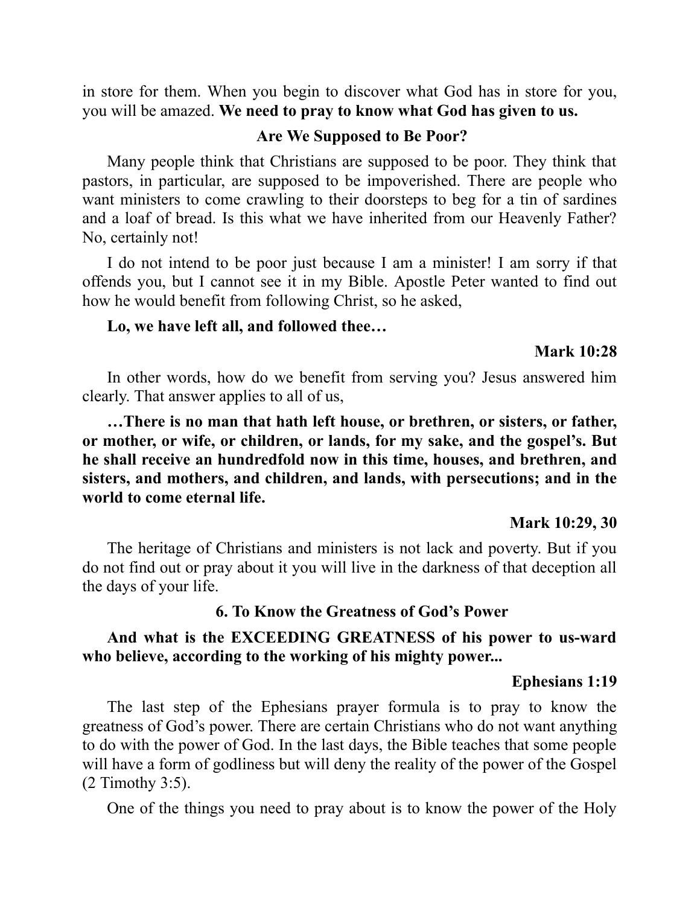in store for them. When you begin to discover what God has in store for you, you will be amazed. **We need to pray to know what God has given to us.**

### Are We Supposed to Be Poor?

Many people think that Christians are supposed to be poor. They think that pastors, in particular, are supposed to be impoverished. There are people who want ministers to come crawling to their doorsteps to beg for a tin of sardines and a loaf of bread. Is this what we have inherited from our Heavenly Father? No, certainly not!

I do not intend to be poor just because I am a minister! I am sorry if that offends you, but I cannot see it in my Bible. Apostle Peter wanted to find out how he would benefit from following Christ, so he asked,

**Lo, we have left all, and followed thee…**

**Mark 10:28**

In other words, how do we benefit from serving you? Jesus answered him clearly. That answer applies to all of us,

**…There is no man that hath left house, or brethren, or sisters, or father, or mother, or wife, or children, or lands, for my sake, and the gospel's. But he shall receive an hundredfold now in this time, houses, and brethren, and sisters, and mothers, and children, and lands, with persecutions; and in the world to come eternal life.**

**Mark 10:29, 30**

The heritage of Christians and ministers is not lack and poverty. But if you do not find out or pray about it you will live in the darkness of that deception all the days of your life.

### 6. To Know the Greatness of God's Power

**And what is the EXCEEDING GREATNESS of his power to us-ward who believe, according to the working of his mighty power...**

**Ephesians 1:19**

The last step of the Ephesians prayer formula is to pray to know the greatness of God's power. There are certain Christians who do not want anything to do with the power of God. In the last days, the Bible teaches that some people will have a form of godliness but will deny the reality of the power of the Gospel (2 Timothy 3:5).

One of the things you need to pray about is to know the power of the Holy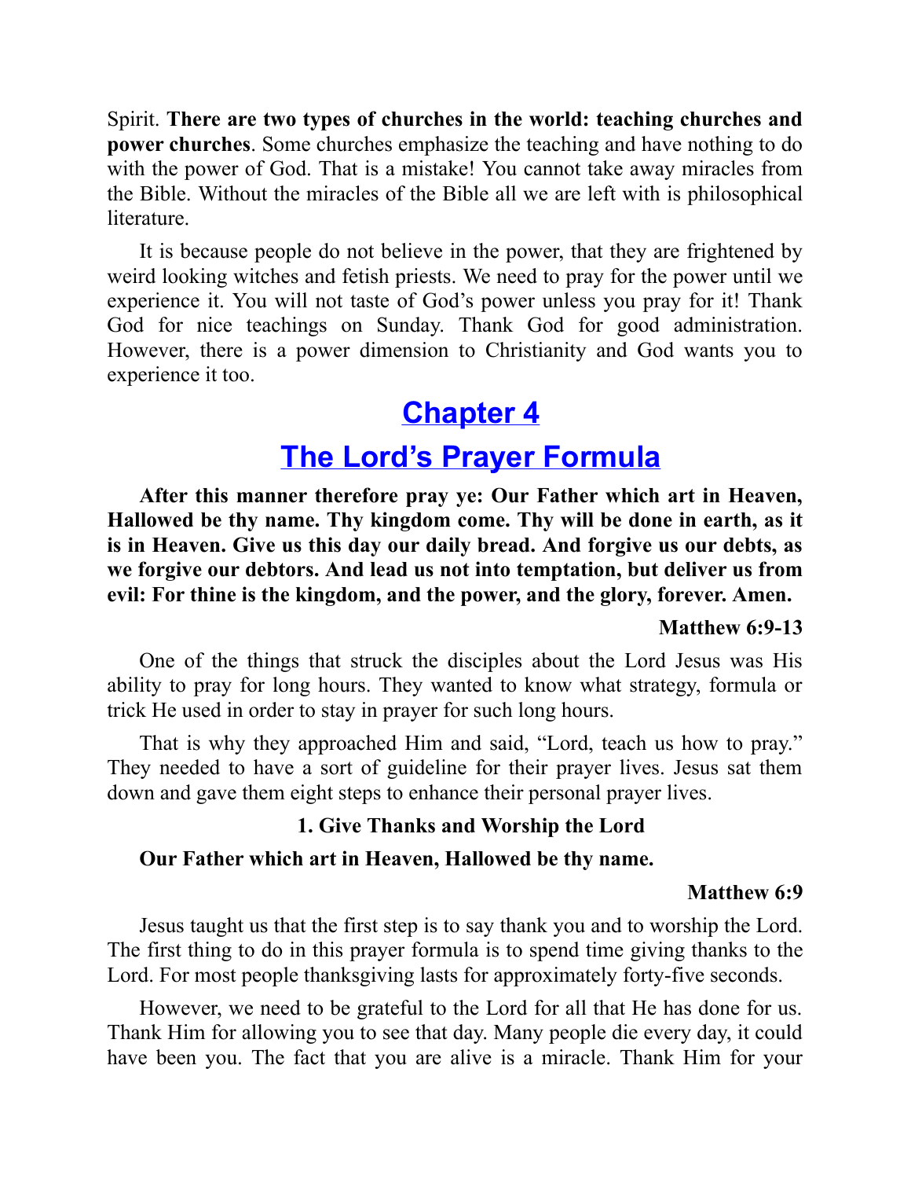Spirit. **There are two types of churches in the world: teaching churches and power churches**. Some churches emphasize the teaching and have nothing to do with the power of God. That is a mistake! You cannot take away miracles from the Bible. Without the miracles of the Bible all we are left with is philosophical literature.

It is because people do not believe in the power, that they are frightened by weird looking witches and fetish priests. We need to pray for the power until we experience it. You will not taste of God's power unless you pray for it! Thank God for nice teachings on Sunday. Thank God for good administration. However, there is a power dimension to Christianity and God wants you to experience it too.

# Chapter 4

# The Lord's Prayer Formula

**After this manner therefore pray ye: Our Father which art in Heaven, Hallowed be thy name. Thy kingdom come. Thy will be done in earth, as it is in Heaven. Give us this day our daily bread. And forgive us our debts, as we forgive our debtors. And lead us not into temptation, but deliver us from evil: For thine is the kingdom, and the power, and the glory, forever. Amen.**

**Matthew 6:9-13**

One of the things that struck the disciples about the Lord Jesus was His ability to pray for long hours. They wanted to know what strategy, formula or trick He used in order to stay in prayer for such long hours.

That is why they approached Him and said, "Lord, teach us how to pray." They needed to have a sort of guideline for their prayer lives. Jesus sat them down and gave them eight steps to enhance their personal prayer lives.

### 1. Give Thanks and Worship the Lord

**Our Father which art in Heaven, Hallowed be thy name.**

**Matthew 6:9**

Jesus taught us that the first step is to say thank you and to worship the Lord. The first thing to do in this prayer formula is to spend time giving thanks to the Lord. For most people thanksgiving lasts for approximately forty-five seconds.

However, we need to be grateful to the Lord for all that He has done for us. Thank Him for allowing you to see that day. Many people die every day, it could have been you. The fact that you are alive is a miracle. Thank Him for your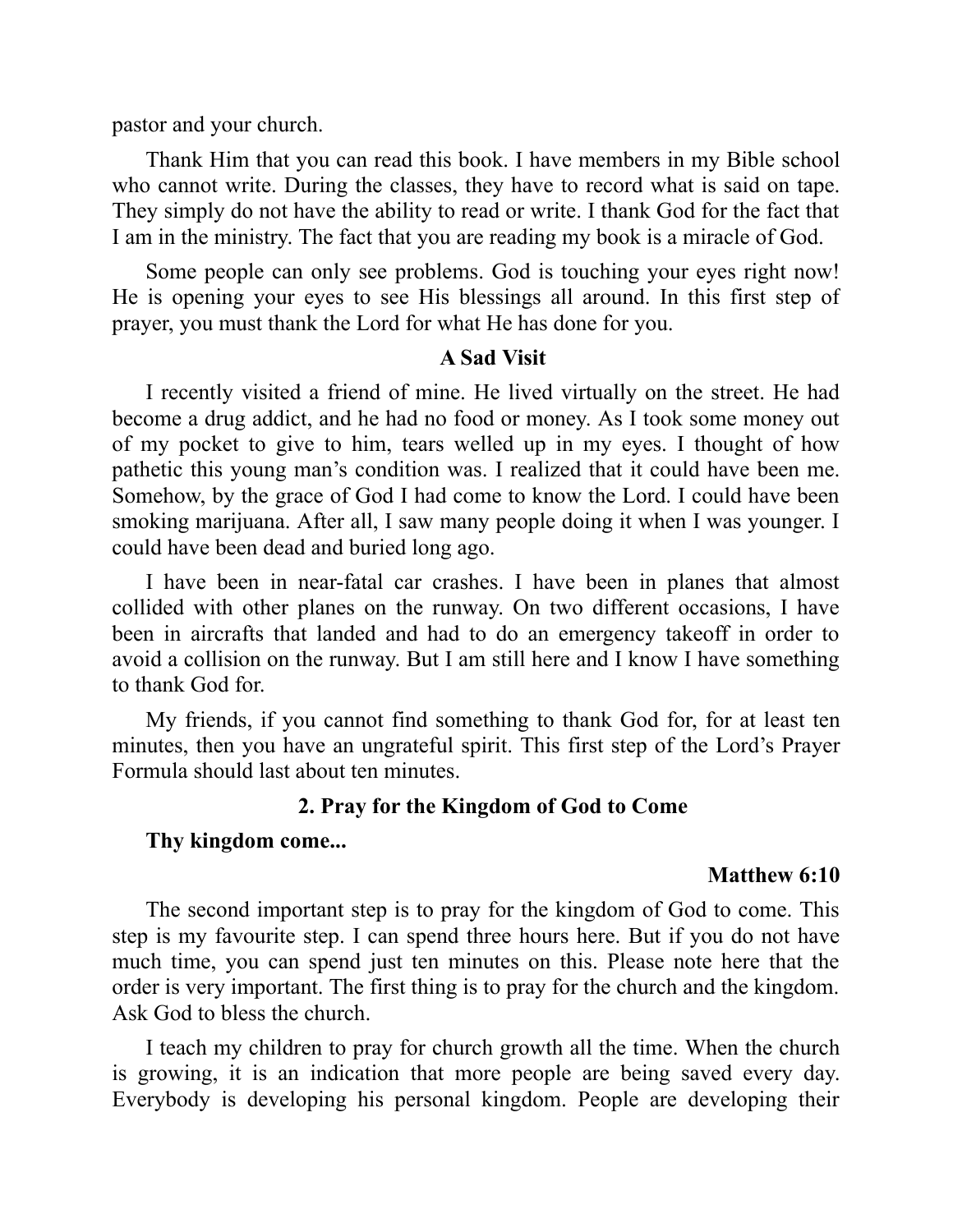pastor and your church.

Thank Him that you can read this book. I have members in my Bible school who cannot write. During the classes, they have to record what is said on tape. They simply do not have the ability to read or write. I thank God for the fact that I am in the ministry. The fact that you are reading my book is a miracle of God.

Some people can only see problems. God is touching your eyes right now! He is opening your eyes to see His blessings all around. In this first step of prayer, you must thank the Lord for what He has done for you.

### A Sad Visit

I recently visited a friend of mine. He lived virtually on the street. He had become a drug addict, and he had no food or money. As I took some money out of my pocket to give to him, tears welled up in my eyes. I thought of how pathetic this young man's condition was. I realized that it could have been me. Somehow, by the grace of God I had come to know the Lord. I could have been smoking marijuana. After all, I saw many people doing it when I was younger. I could have been dead and buried long ago.

I have been in near-fatal car crashes. I have been in planes that almost collided with other planes on the runway. On two different occasions, I have been in aircrafts that landed and had to do an emergency takeoff in order to avoid a collision on the runway. But I am still here and I know I have something to thank God for.

My friends, if you cannot find something to thank God for, for at least ten minutes, then you have an ungrateful spirit. This first step of the Lord's Prayer Formula should last about ten minutes.

### 2. Pray for the Kingdom of God to Come

**Thy kingdom come...**

**Matthew 6:10**

The second important step is to pray for the kingdom of God to come. This step is my favourite step. I can spend three hours here. But if you do not have much time, you can spend just ten minutes on this. Please note here that the order is very important. The first thing is to pray for the church and the kingdom. Ask God to bless the church.

I teach my children to pray for church growth all the time. When the church is growing, it is an indication that more people are being saved every day. Everybody is developing his personal kingdom. People are developing their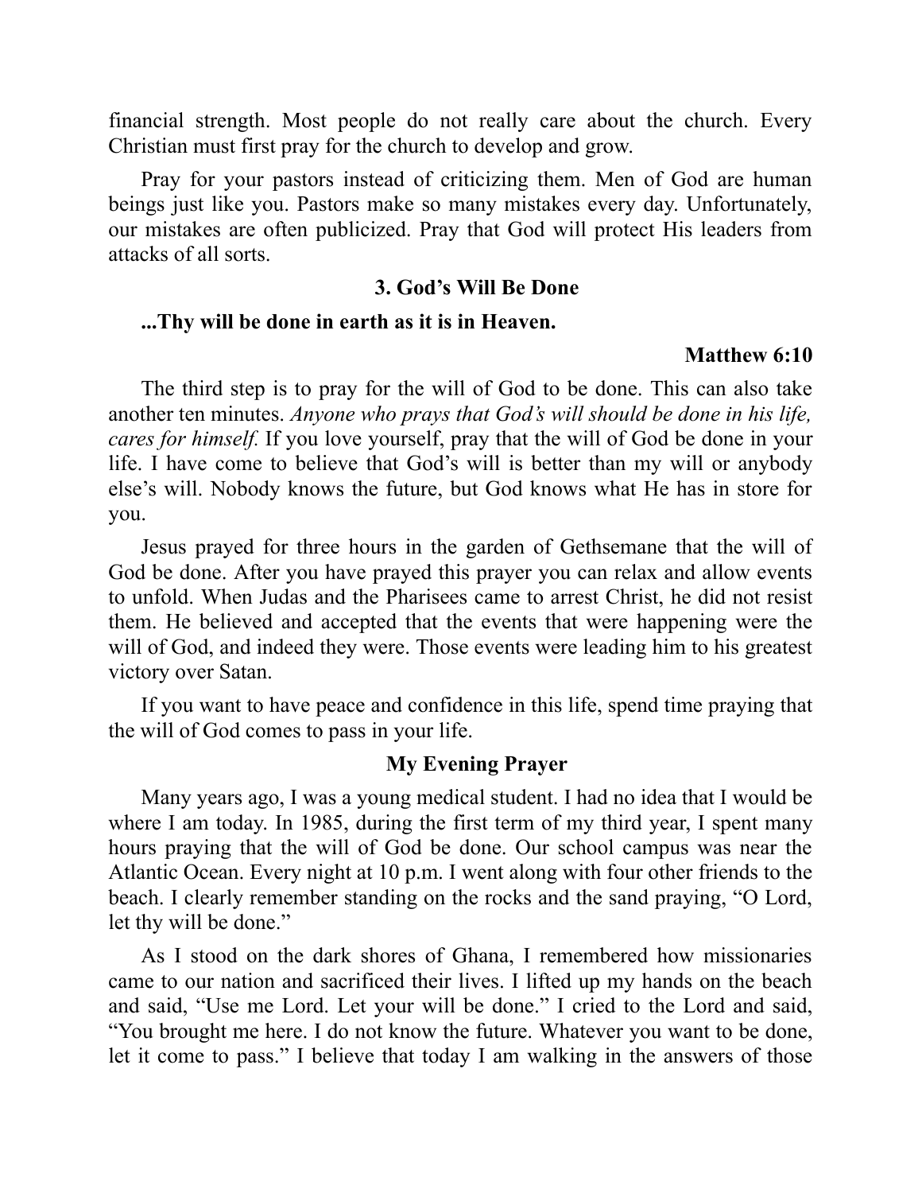financial strength. Most people do not really care about the church. Every Christian must first pray for the church to develop and grow.

Pray for your pastors instead of criticizing them. Men of God are human beings just like you. Pastors make so many mistakes every day. Unfortunately, our mistakes are often publicized. Pray that God will protect His leaders from attacks of all sorts.

### 3. God's Will Be Done

**...Thy will be done in earth as it is in Heaven.**

**Matthew 6:10**

The third step is to pray for the will of God to be done. This can also take another ten minutes. *Anyone who prays that God's will should be done in his life, cares for himself.* If you love yourself, pray that the will of God be done in your life. I have come to believe that God's will is better than my will or anybody else's will. Nobody knows the future, but God knows what He has in store for you.

Jesus prayed for three hours in the garden of Gethsemane that the will of God be done. After you have prayed this prayer you can relax and allow events to unfold. When Judas and the Pharisees came to arrest Christ, he did not resist them. He believed and accepted that the events that were happening were the will of God, and indeed they were. Those events were leading him to his greatest victory over Satan.

If you want to have peace and confidence in this life, spend time praying that the will of God comes to pass in your life.

### My Evening Prayer

Many years ago, I was a young medical student. I had no idea that I would be where I am today. In 1985, during the first term of my third year, I spent many hours praying that the will of God be done. Our school campus was near the Atlantic Ocean. Every night at 10 p.m. I went along with four other friends to the beach. I clearly remember standing on the rocks and the sand praying, "O Lord, let thy will be done."

As I stood on the dark shores of Ghana, I remembered how missionaries came to our nation and sacrificed their lives. I lifted up my hands on the beach and said, "Use me Lord. Let your will be done." I cried to the Lord and said, "You brought me here. I do not know the future. Whatever you want to be done, let it come to pass." I believe that today I am walking in the answers of those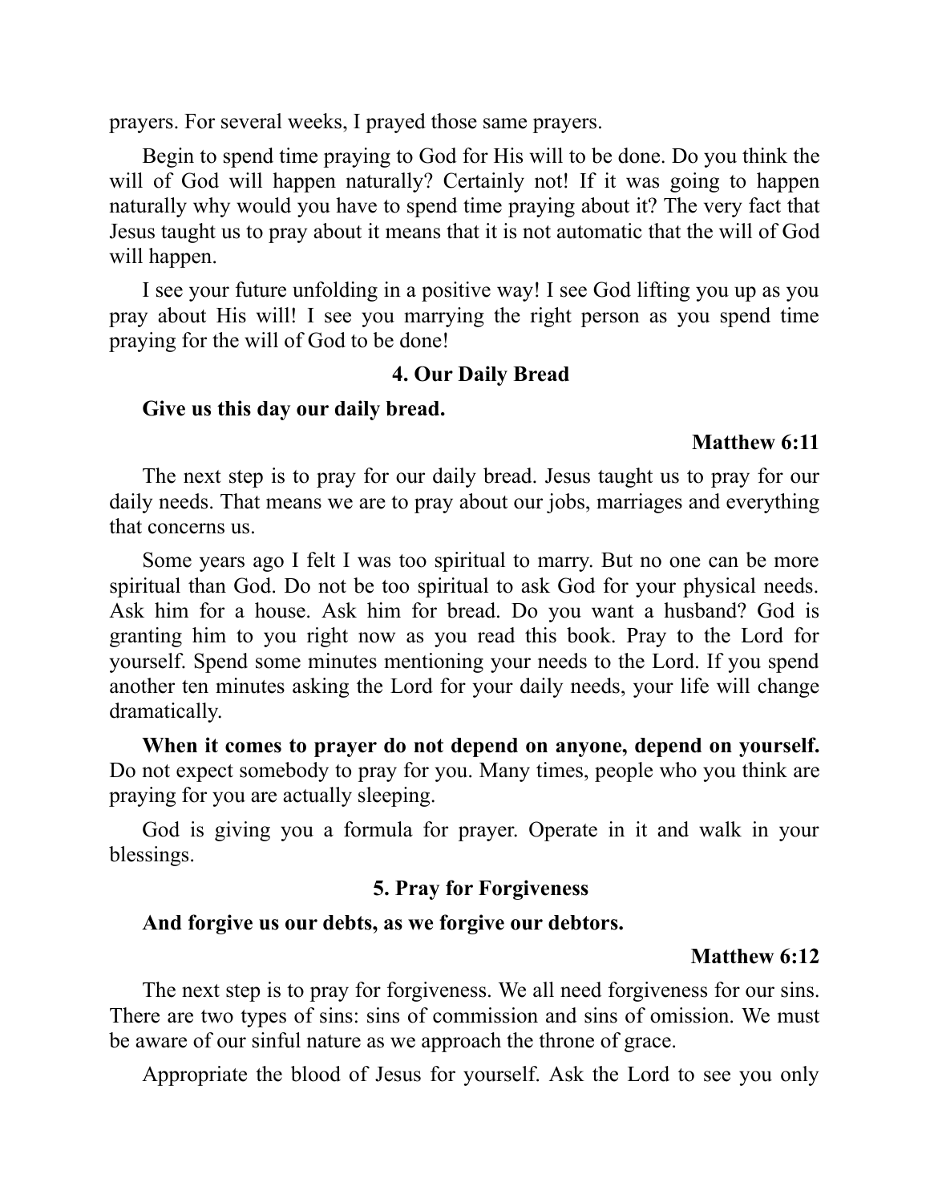prayers. For several weeks, I prayed those same prayers.

Begin to spend time praying to God for His will to be done. Do you think the will of God will happen naturally? Certainly not! If it was going to happen naturally why would you have to spend time praying about it? The very fact that Jesus taught us to pray about it means that it is not automatic that the will of God will happen.

I see your future unfolding in a positive way! I see God lifting you up as you pray about His will! I see you marrying the right person as you spend time praying for the will of God to be done!

### 4. Our Daily Bread

**Give us this day our daily bread.**

**Matthew 6:11**

The next step is to pray for our daily bread. Jesus taught us to pray for our daily needs. That means we are to pray about our jobs, marriages and everything that concerns us.

Some years ago I felt I was too spiritual to marry. But no one can be more spiritual than God. Do not be too spiritual to ask God for your physical needs. Ask him for a house. Ask him for bread. Do you want a husband? God is granting him to you right now as you read this book. Pray to the Lord for yourself. Spend some minutes mentioning your needs to the Lord. If you spend another ten minutes asking the Lord for your daily needs, your life will change dramatically.

**When it comes to prayer do not depend on anyone, depend on yourself.** Do not expect somebody to pray for you. Many times, people who you think are praying for you are actually sleeping.

God is giving you a formula for prayer. Operate in it and walk in your blessings.

### 5. Pray for Forgiveness

**And forgive us our debts, as we forgive our debtors.**

**Matthew 6:12**

The next step is to pray for forgiveness. We all need forgiveness for our sins. There are two types of sins: sins of commission and sins of omission. We must be aware of our sinful nature as we approach the throne of grace.

Appropriate the blood of Jesus for yourself. Ask the Lord to see you only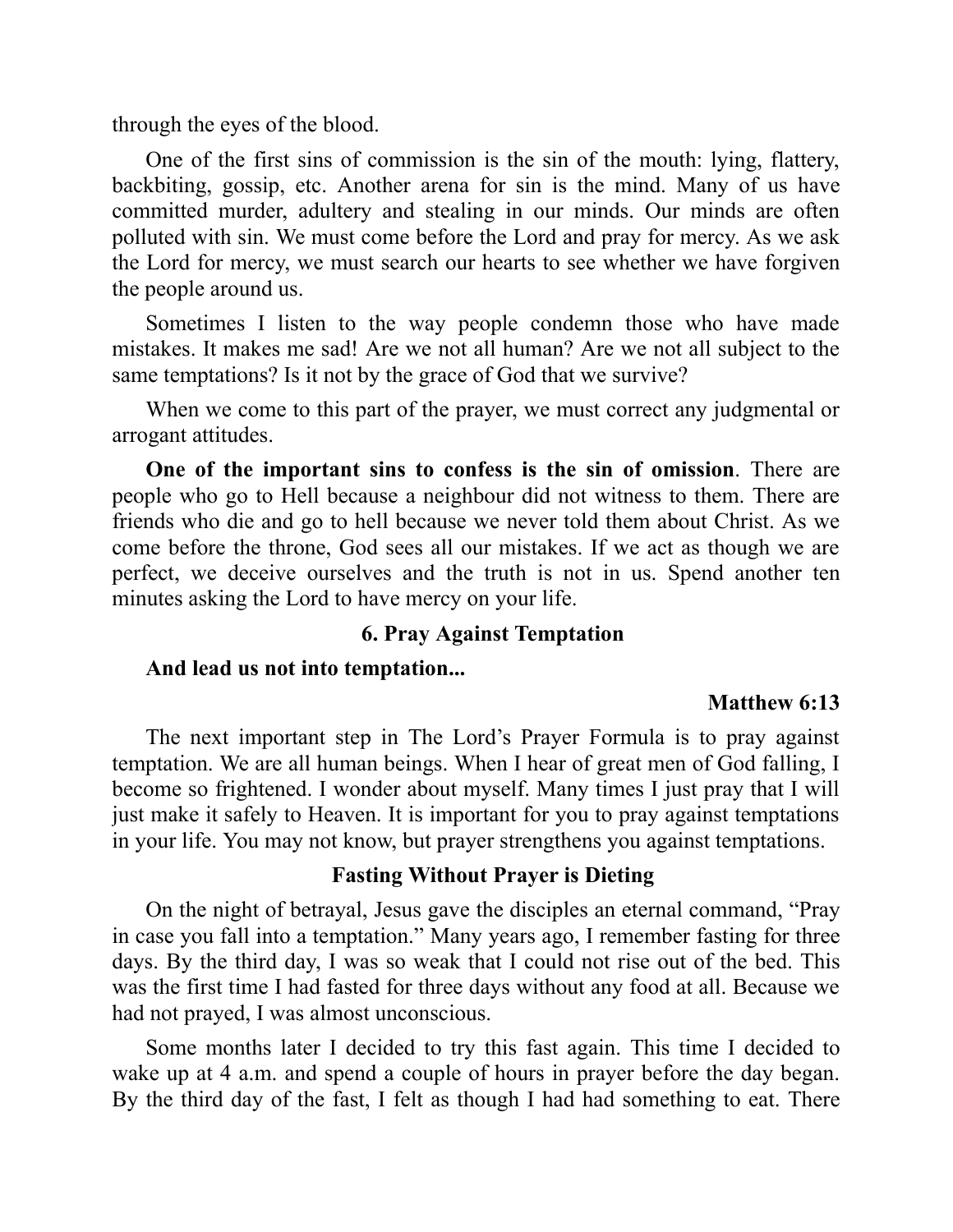through the eyes of the blood.

One of the first sins of commission is the sin of the mouth: lying, flattery, backbiting, gossip, etc. Another arena for sin is the mind. Many of us have committed murder, adultery and stealing in our minds. Our minds are often polluted with sin. We must come before the Lord and pray for mercy. As we ask the Lord for mercy, we must search our hearts to see whether we have forgiven the people around us.

Sometimes I listen to the way people condemn those who have made mistakes. It makes me sad! Are we not all human? Are we not all subject to the same temptations? Is it not by the grace of God that we survive?

When we come to this part of the prayer, we must correct any judgmental or arrogant attitudes.

**One of the important sins to confess is the sin of omission**. There are people who go to Hell because a neighbour did not witness to them. There are friends who die and go to hell because we never told them about Christ. As we come before the throne, God sees all our mistakes. If we act as though we are perfect, we deceive ourselves and the truth is not in us. Spend another ten minutes asking the Lord to have mercy on your life.

### 6. Pray Against Temptation

**And lead us not into temptation...**

**Matthew 6:13**

The next important step in The Lord's Prayer Formula is to pray against temptation. We are all human beings. When I hear of great men of God falling, I become so frightened. I wonder about myself. Many times I just pray that I will just make it safely to Heaven. It is important for you to pray against temptations in your life. You may not know, but prayer strengthens you against temptations.

### Fasting Without Prayer is Dieting

On the night of betrayal, Jesus gave the disciples an eternal command, "Pray in case you fall into a temptation." Many years ago, I remember fasting for three days. By the third day, I was so weak that I could not rise out of the bed. This was the first time I had fasted for three days without any food at all. Because we had not prayed, I was almost unconscious.

Some months later I decided to try this fast again. This time I decided to wake up at 4 a.m. and spend a couple of hours in prayer before the day began. By the third day of the fast, I felt as though I had had something to eat. There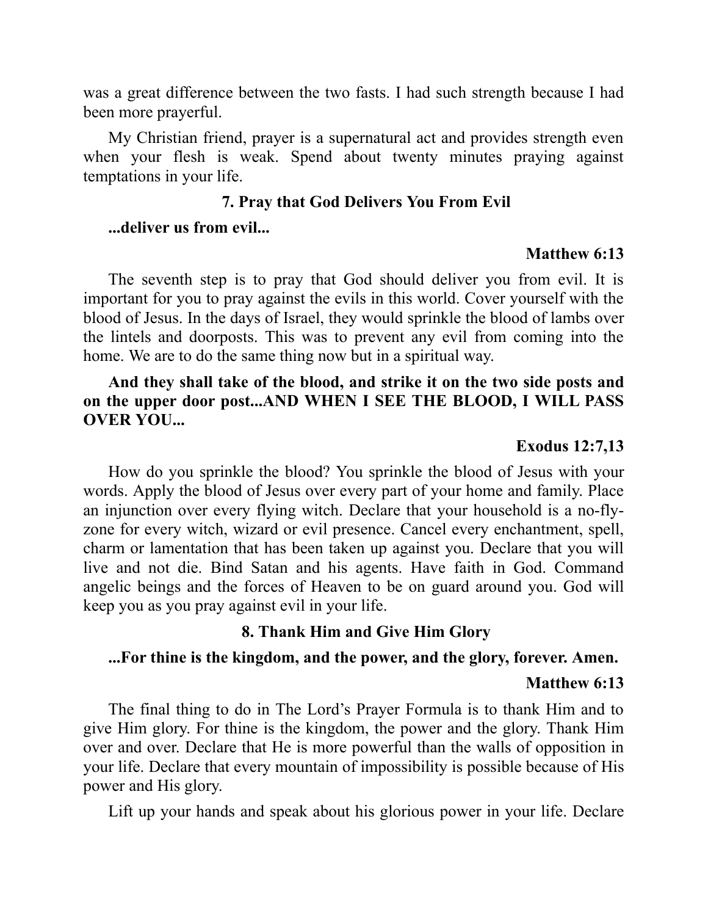was a great difference between the two fasts. I had such strength because I had been more prayerful.

My Christian friend, prayer is a supernatural act and provides strength even when your flesh is weak. Spend about twenty minutes praying against temptations in your life.

### 7. Pray that God Delivers You From Evil

**...deliver us from evil...**

**Matthew 6:13**

The seventh step is to pray that God should deliver you from evil. It is important for you to pray against the evils in this world. Cover yourself with the blood of Jesus. In the days of Israel, they would sprinkle the blood of lambs over the lintels and doorposts. This was to prevent any evil from coming into the home. We are to do the same thing now but in a spiritual way.

**And they shall take of the blood, and strike it on the two side posts and on the upper door post...AND WHEN I SEE THE BLOOD, I WILL PASS OVER YOU...**

**Exodus 12:7,13**

How do you sprinkle the blood? You sprinkle the blood of Jesus with your words. Apply the blood of Jesus over every part of your home and family. Place an injunction over every flying witch. Declare that your household is a no-fly-zone for every witch, wizard or evil presence. Cancel every enchantment, spell, charm or lamentation that has been taken up against you. Declare that you will live and not die. Bind Satan and his agents. Have faith in God. Command angelic beings and the forces of Heaven to be on guard around you. God will keep you as you pray against evil in your life.

### 8. Thank Him and Give Him Glory

**...For thine is the kingdom, and the power, and the glory, forever. Amen.**

**Matthew 6:13**

The final thing to do in The Lord's Prayer Formula is to thank Him and to give Him glory. For thine is the kingdom, the power and the glory. Thank Him over and over. Declare that He is more powerful than the walls of opposition in your life. Declare that every mountain of impossibility is possible because of His power and His glory.

Lift up your hands and speak about his glorious power in your life. Declare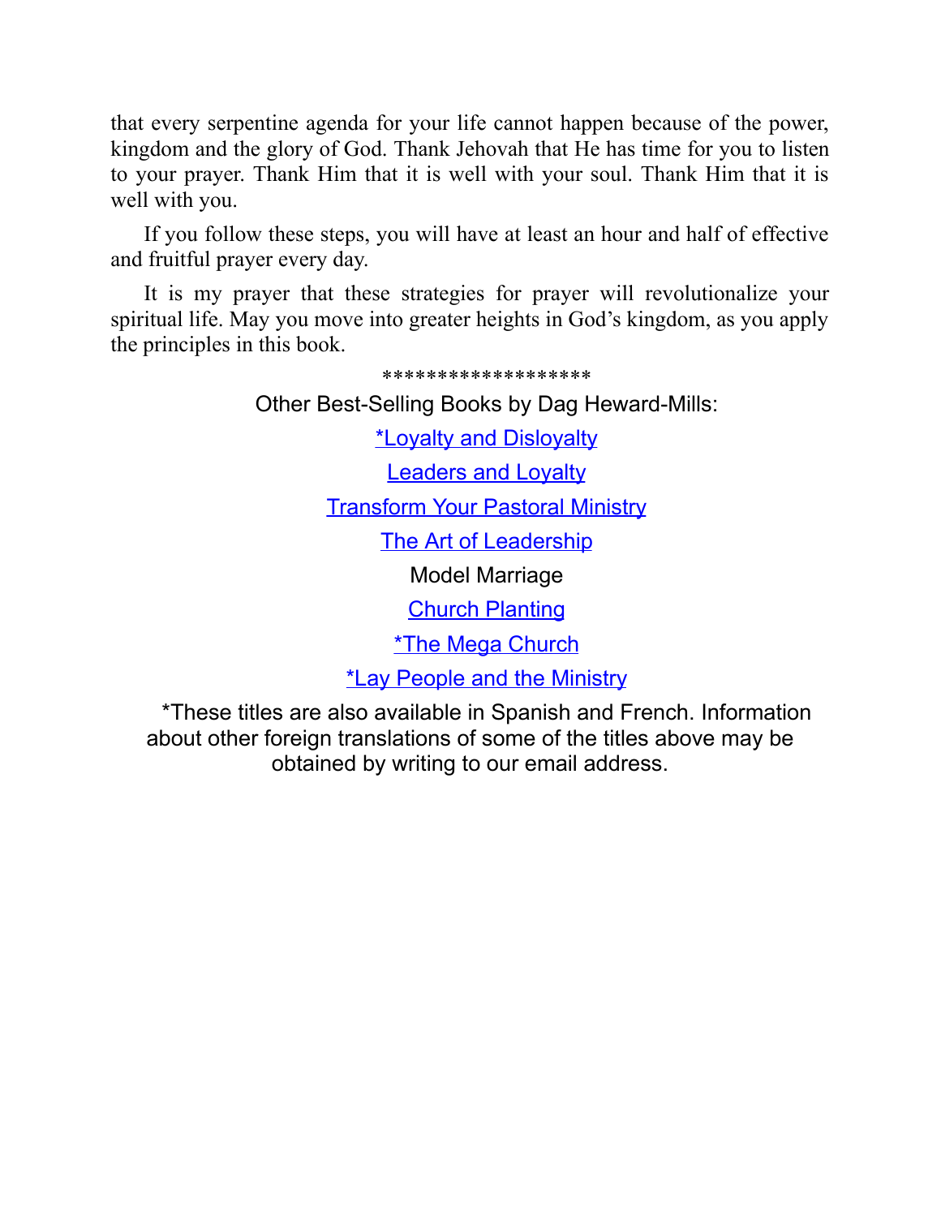that every serpentine agenda for your life cannot happen because of the power, kingdom and the glory of God. Thank Jehovah that He has time for you to listen to your prayer. Thank Him that it is well with your soul. Thank Him that it is well with you.

If you follow these steps, you will have at least an hour and half of effective and fruitful prayer every day.

It is my prayer that these strategies for prayer will revolutionalize your spiritual life. May you move into greater heights in God's kingdom, as you apply the principles in this book.

*******************

Other Best-Selling Books by Dag Heward-Mills:

*Loyalty and Disloyalty

Leaders and Loyalty

Transform Your Pastoral Ministry

The Art of Leadership

Model Marriage

Church Planting

*The Mega Church

*Lay People and the Ministry

*These titles are also available in Spanish and French. Information about other foreign translations of some of the titles above may be obtained by writing to our email address.